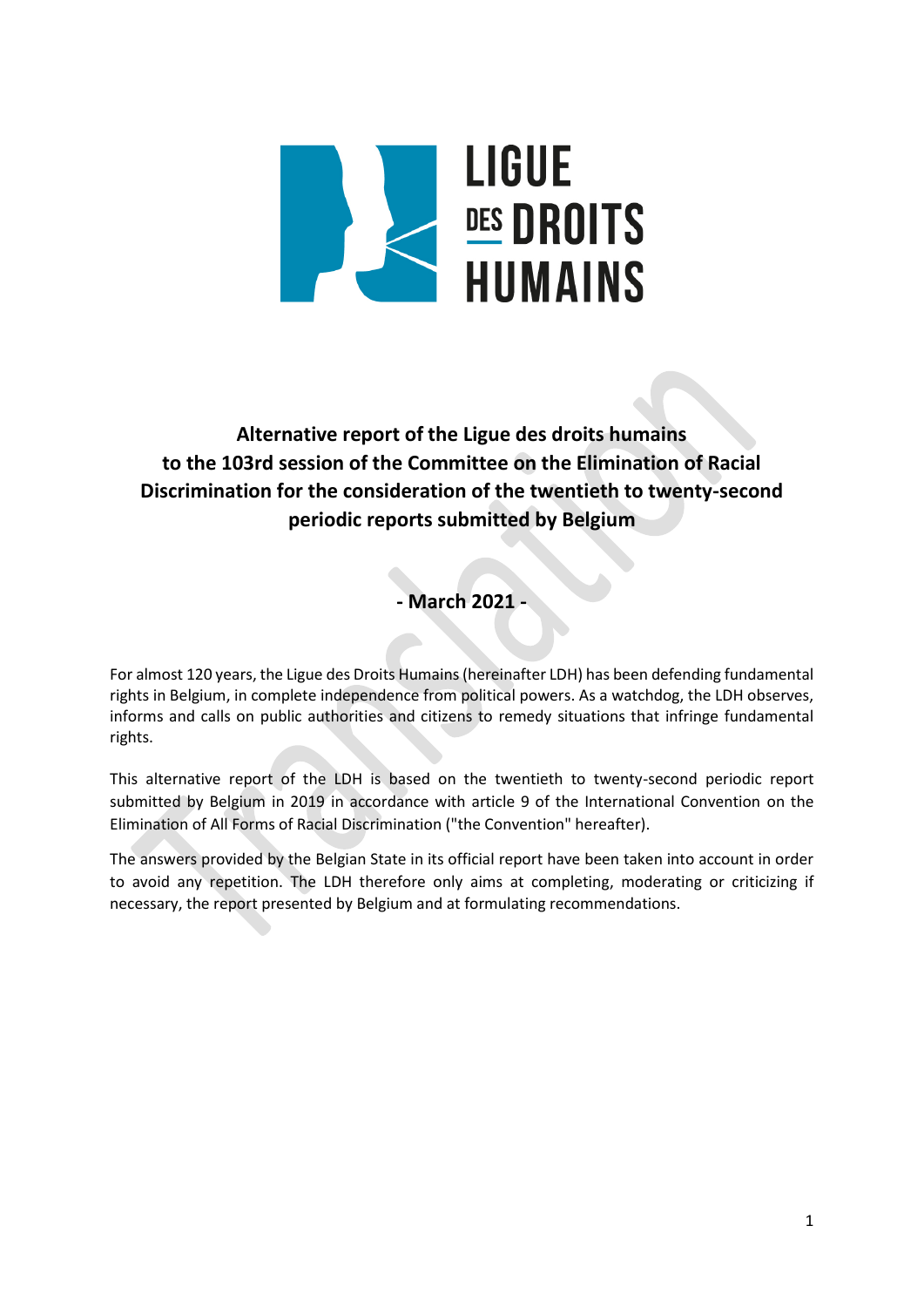LIGUE DES DROITS HUMAINS

# Alternative report of the Ligue des droits humains to the 103rd session of the Committee on the Elimination of Racial Discrimination for the consideration of the twentieth to twenty-second periodic reports submitted by Belgium

## - March 2021 -

For almost 120 years, the Ligue des Droits Humains (hereinafter LDH) has been defending fundamental rights in Belgium, in complete independence from political powers. As a watchdog, the LDH observes, informs and calls on public authorities and citizens to remedy situations that infringe fundamental rights.

This alternative report of the LDH is based on the twentieth to twenty-second periodic report submitted by Belgium in 2019 in accordance with article 9 of the International Convention on the Elimination of All Forms of Racial Discrimination ("the Convention" hereafter).

The answers provided by the Belgian State in its official report have been taken into account in order to avoid any repetition. The LDH therefore only aims at completing, moderating or criticizing if necessary, the report presented by Belgium and at formulating recommendations.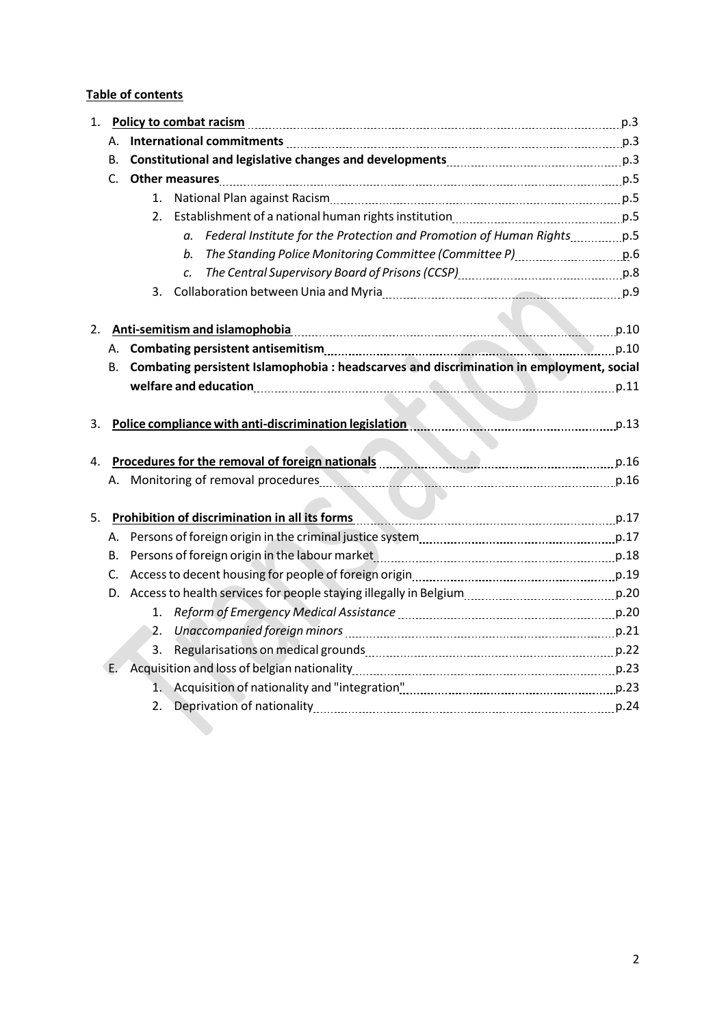**Table of contents**

1. **Policy to combat racism** p.3
   - A. **International commitments** p.3
   - B. **Constitutional and legislative changes and developments** p.3
   - C. **Other measures** p.5
     1. National Plan against Racism p.5
     2. Establishment of a national human rights institution p.5
        - a. *Federal Institute for the Protection and Promotion of Human Rights* p.5
        - b. *The Standing Police Monitoring Committee (Committee P)* p.6
        - c. *The Central Supervisory Board of Prisons (CCSP)* p.8
     3. Collaboration between Unia and Myria p.9

2. **Anti-semitism and islamophobia** p.10
   - A. **Combating persistent antisemitism** p.10
   - B. **Combating persistent Islamophobia : headscarves and discrimination in employment, social welfare and education** p.11

3. **Police compliance with anti-discrimination legislation** p.13

4. **Procedures for the removal of foreign nationals** p.16
   - A. Monitoring of removal procedures p.16

5. **Prohibition of discrimination in all its forms** p.17
   - A. Persons of foreign origin in the criminal justice system p.17
   - B. Persons of foreign origin in the labour market p.18
   - C. Access to decent housing for people of foreign origin p.19
   - D. Access to health services for people staying illegally in Belgium p.20
     1. *Reform of Emergency Medical Assistance* p.20
     2. *Unaccompanied foreign minors* p.21
     3. Regularisations on medical grounds p.22
   - E. Acquisition and loss of belgian nationality p.23
     1. Acquisition of nationality and "integration" p.23
     2. Deprivation of nationality p.24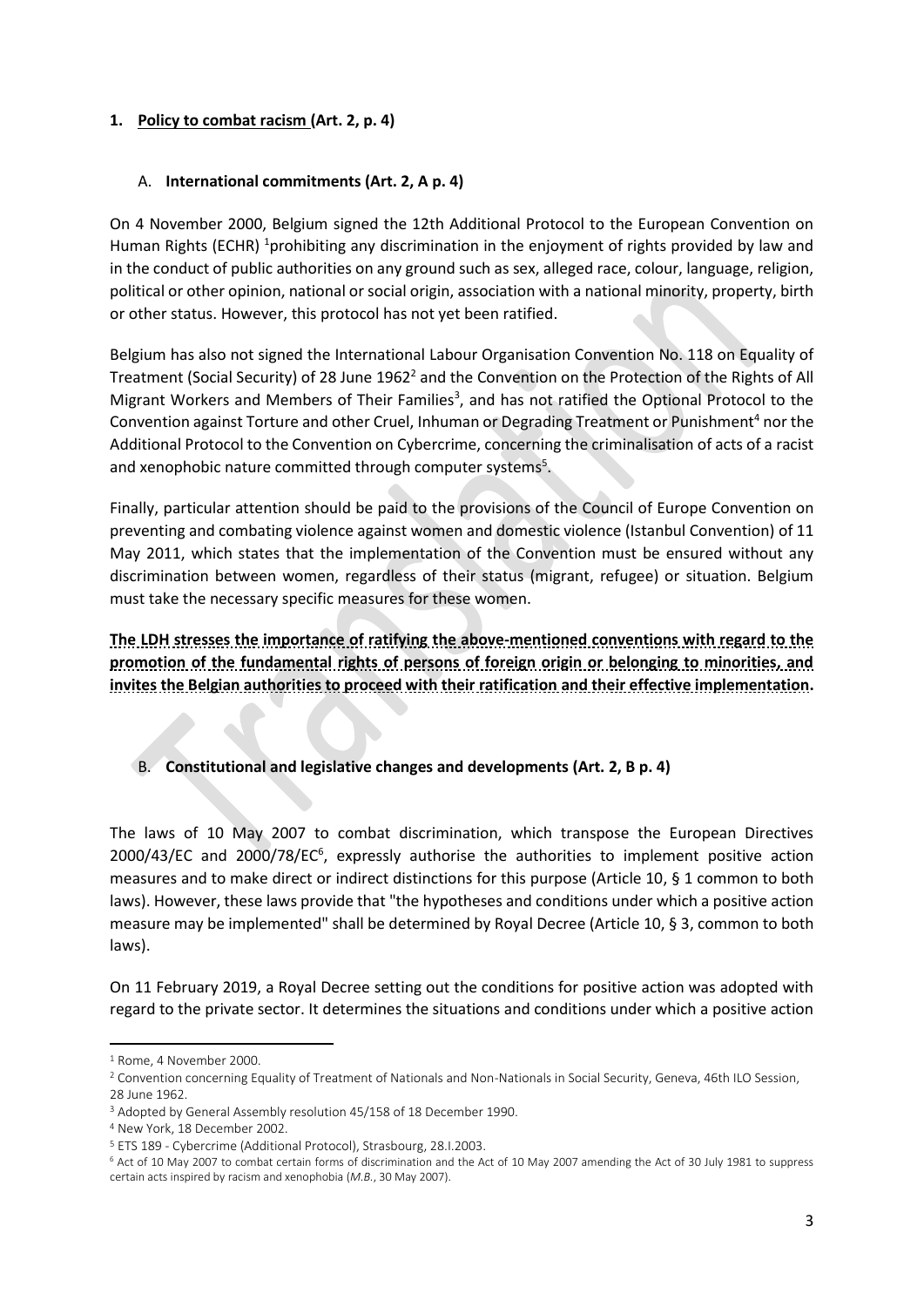## 1. Policy to combat racism (Art. 2, p. 4)

### A. International commitments (Art. 2, A p. 4)

On 4 November 2000, Belgium signed the 12th Additional Protocol to the European Convention on Human Rights (ECHR) [1]prohibiting any discrimination in the enjoyment of rights provided by law and in the conduct of public authorities on any ground such as sex, alleged race, colour, language, religion, political or other opinion, national or social origin, association with a national minority, property, birth or other status. However, this protocol has not yet been ratified.

Belgium has also not signed the International Labour Organisation Convention No. 118 on Equality of Treatment (Social Security) of 28 June 1962[2] and the Convention on the Protection of the Rights of All Migrant Workers and Members of Their Families[3], and has not ratified the Optional Protocol to the Convention against Torture and other Cruel, Inhuman or Degrading Treatment or Punishment[4] nor the Additional Protocol to the Convention on Cybercrime, concerning the criminalisation of acts of a racist and xenophobic nature committed through computer systems[5].

Finally, particular attention should be paid to the provisions of the Council of Europe Convention on preventing and combating violence against women and domestic violence (Istanbul Convention) of 11 May 2011, which states that the implementation of the Convention must be ensured without any discrimination between women, regardless of their status (migrant, refugee) or situation. Belgium must take the necessary specific measures for these women.

**The LDH stresses the importance of ratifying the above-mentioned conventions with regard to the promotion of the fundamental rights of persons of foreign origin or belonging to minorities, and invites the Belgian authorities to proceed with their ratification and their effective implementation.**

### B. Constitutional and legislative changes and developments (Art. 2, B p. 4)

The laws of 10 May 2007 to combat discrimination, which transpose the European Directives 2000/43/EC and 2000/78/EC[6], expressly authorise the authorities to implement positive action measures and to make direct or indirect distinctions for this purpose (Article 10, § 1 common to both laws). However, these laws provide that "the hypotheses and conditions under which a positive action measure may be implemented" shall be determined by Royal Decree (Article 10, § 3, common to both laws).

On 11 February 2019, a Royal Decree setting out the conditions for positive action was adopted with regard to the private sector. It determines the situations and conditions under which a positive action

---

[1] Rome, 4 November 2000.

[2] Convention concerning Equality of Treatment of Nationals and Non-Nationals in Social Security, Geneva, 46th ILO Session, 28 June 1962.

[3] Adopted by General Assembly resolution 45/158 of 18 December 1990.

[4] New York, 18 December 2002.

[5] ETS 189 - Cybercrime (Additional Protocol), Strasbourg, 28.I.2003.

[6] Act of 10 May 2007 to combat certain forms of discrimination and the Act of 10 May 2007 amending the Act of 30 July 1981 to suppress certain acts inspired by racism and xenophobia (*M.B.*, 30 May 2007).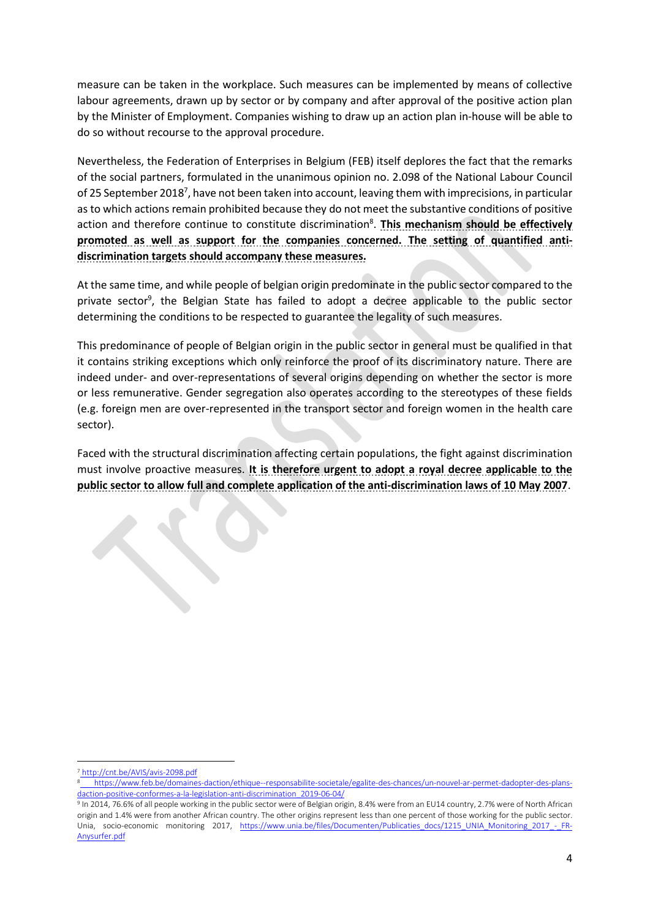measure can be taken in the workplace. Such measures can be implemented by means of collective labour agreements, drawn up by sector or by company and after approval of the positive action plan by the Minister of Employment. Companies wishing to draw up an action plan in-house will be able to do so without recourse to the approval procedure.

Nevertheless, the Federation of Enterprises in Belgium (FEB) itself deplores the fact that the remarks of the social partners, formulated in the unanimous opinion no. 2.098 of the National Labour Council of 25 September 2018[7], have not been taken into account, leaving them with imprecisions, in particular as to which actions remain prohibited because they do not meet the substantive conditions of positive action and therefore continue to constitute discrimination[8]. **This mechanism should be effectively promoted as well as support for the companies concerned. The setting of quantified anti-discrimination targets should accompany these measures.**

At the same time, and while people of belgian origin predominate in the public sector compared to the private sector[9], the Belgian State has failed to adopt a decree applicable to the public sector determining the conditions to be respected to guarantee the legality of such measures.

This predominance of people of Belgian origin in the public sector in general must be qualified in that it contains striking exceptions which only reinforce the proof of its discriminatory nature. There are indeed under- and over-representations of several origins depending on whether the sector is more or less remunerative. Gender segregation also operates according to the stereotypes of these fields (e.g. foreign men are over-represented in the transport sector and foreign women in the health care sector).

Faced with the structural discrimination affecting certain populations, the fight against discrimination must involve proactive measures. **It is therefore urgent to adopt a royal decree applicable to the public sector to allow full and complete application of the anti-discrimination laws of 10 May 2007**.

---

[7] http://cnt.be/AVIS/avis-2098.pdf

[8] https://www.feb.be/domaines-daction/ethique--responsabilite-societale/egalite-des-chances/un-nouvel-ar-permet-dadopter-des-plans-daction-positive-conformes-a-la-legislation-anti-discrimination_2019-06-04/

[9] In 2014, 76.6% of all people working in the public sector were of Belgian origin, 8.4% were from an EU14 country, 2.7% were of North African origin and 1.4% were from another African country. The other origins represent less than one percent of those working for the public sector. Unia, socio-economic monitoring 2017, https://www.unia.be/files/Documenten/Publicaties_docs/1215_UNIA_Monitoring_2017_-_FR-Anysurfer.pdf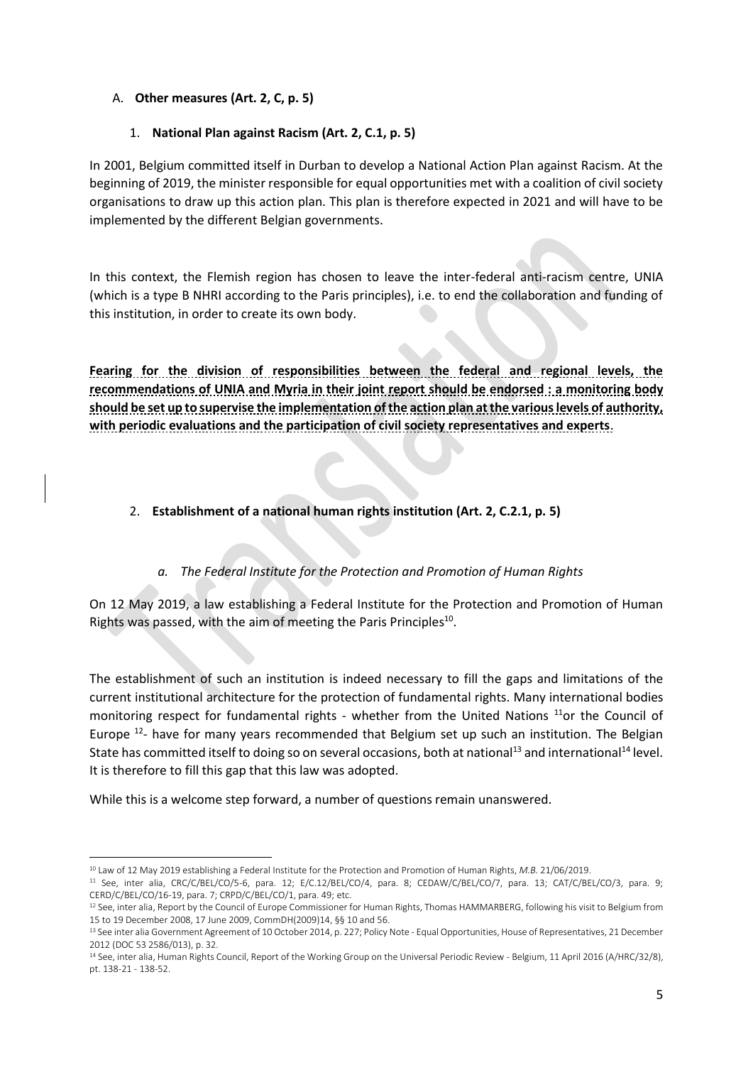A. **Other measures (Art. 2, C, p. 5)**

1. **National Plan against Racism (Art. 2, C.1, p. 5)**

In 2001, Belgium committed itself in Durban to develop a National Action Plan against Racism. At the beginning of 2019, the minister responsible for equal opportunities met with a coalition of civil society organisations to draw up this action plan. This plan is therefore expected in 2021 and will have to be implemented by the different Belgian governments.

In this context, the Flemish region has chosen to leave the inter-federal anti-racism centre, UNIA (which is a type B NHRI according to the Paris principles), i.e. to end the collaboration and funding of this institution, in order to create its own body.

**Fearing for the division of responsibilities between the federal and regional levels, the recommendations of UNIA and Myria in their joint report should be endorsed : a monitoring body should be set up to supervise the implementation of the action plan at the various levels of authority, with periodic evaluations and the participation of civil society representatives and experts**.

2. **Establishment of a national human rights institution (Art. 2, C.2.1, p. 5)**

*a. The Federal Institute for the Protection and Promotion of Human Rights*

On 12 May 2019, a law establishing a Federal Institute for the Protection and Promotion of Human Rights was passed, with the aim of meeting the Paris Principles[10].

The establishment of such an institution is indeed necessary to fill the gaps and limitations of the current institutional architecture for the protection of fundamental rights. Many international bodies monitoring respect for fundamental rights - whether from the United Nations [11]or the Council of Europe [12]- have for many years recommended that Belgium set up such an institution. The Belgian State has committed itself to doing so on several occasions, both at national[13] and international[14] level. It is therefore to fill this gap that this law was adopted.

While this is a welcome step forward, a number of questions remain unanswered.

---

[10] Law of 12 May 2019 establishing a Federal Institute for the Protection and Promotion of Human Rights, *M.B.* 21/06/2019.

[11] See, inter alia, CRC/C/BEL/CO/5-6, para. 12; E/C.12/BEL/CO/4, para. 8; CEDAW/C/BEL/CO/7, para. 13; CAT/C/BEL/CO/3, para. 9; CERD/C/BEL/CO/16-19, para. 7; CRPD/C/BEL/CO/1, para. 49; etc.

[12] See, inter alia, Report by the Council of Europe Commissioner for Human Rights, Thomas HAMMARBERG, following his visit to Belgium from 15 to 19 December 2008, 17 June 2009, CommDH(2009)14, §§ 10 and 56.

[13] See inter alia Government Agreement of 10 October 2014, p. 227; Policy Note - Equal Opportunities, House of Representatives, 21 December 2012 (DOC 53 2586/013), p. 32.

[14] See, inter alia, Human Rights Council, Report of the Working Group on the Universal Periodic Review - Belgium, 11 April 2016 (A/HRC/32/8), pt. 138-21 - 138-52.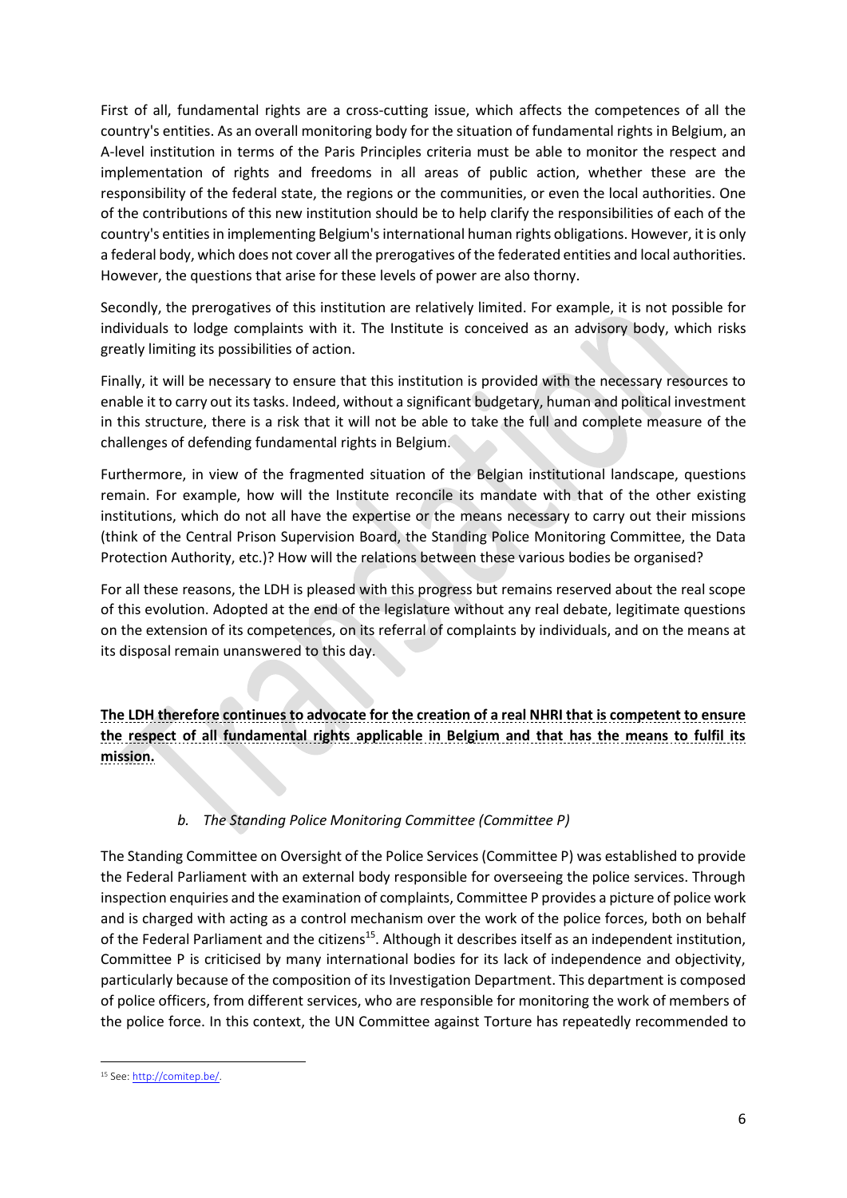First of all, fundamental rights are a cross-cutting issue, which affects the competences of all the country's entities. As an overall monitoring body for the situation of fundamental rights in Belgium, an A-level institution in terms of the Paris Principles criteria must be able to monitor the respect and implementation of rights and freedoms in all areas of public action, whether these are the responsibility of the federal state, the regions or the communities, or even the local authorities. One of the contributions of this new institution should be to help clarify the responsibilities of each of the country's entities in implementing Belgium's international human rights obligations. However, it is only a federal body, which does not cover all the prerogatives of the federated entities and local authorities. However, the questions that arise for these levels of power are also thorny.

Secondly, the prerogatives of this institution are relatively limited. For example, it is not possible for individuals to lodge complaints with it. The Institute is conceived as an advisory body, which risks greatly limiting its possibilities of action.

Finally, it will be necessary to ensure that this institution is provided with the necessary resources to enable it to carry out its tasks. Indeed, without a significant budgetary, human and political investment in this structure, there is a risk that it will not be able to take the full and complete measure of the challenges of defending fundamental rights in Belgium.

Furthermore, in view of the fragmented situation of the Belgian institutional landscape, questions remain. For example, how will the Institute reconcile its mandate with that of the other existing institutions, which do not all have the expertise or the means necessary to carry out their missions (think of the Central Prison Supervision Board, the Standing Police Monitoring Committee, the Data Protection Authority, etc.)? How will the relations between these various bodies be organised?

For all these reasons, the LDH is pleased with this progress but remains reserved about the real scope of this evolution. Adopted at the end of the legislature without any real debate, legitimate questions on the extension of its competences, on its referral of complaints by individuals, and on the means at its disposal remain unanswered to this day.

**The LDH therefore continues to advocate for the creation of a real NHRI that is competent to ensure the respect of all fundamental rights applicable in Belgium and that has the means to fulfil its mission.**

### *b. The Standing Police Monitoring Committee (Committee P)*

The Standing Committee on Oversight of the Police Services (Committee P) was established to provide the Federal Parliament with an external body responsible for overseeing the police services. Through inspection enquiries and the examination of complaints, Committee P provides a picture of police work and is charged with acting as a control mechanism over the work of the police forces, both on behalf of the Federal Parliament and the citizens[15]. Although it describes itself as an independent institution, Committee P is criticised by many international bodies for its lack of independence and objectivity, particularly because of the composition of its Investigation Department. This department is composed of police officers, from different services, who are responsible for monitoring the work of members of the police force. In this context, the UN Committee against Torture has repeatedly recommended to

[15] See: http://comitep.be/.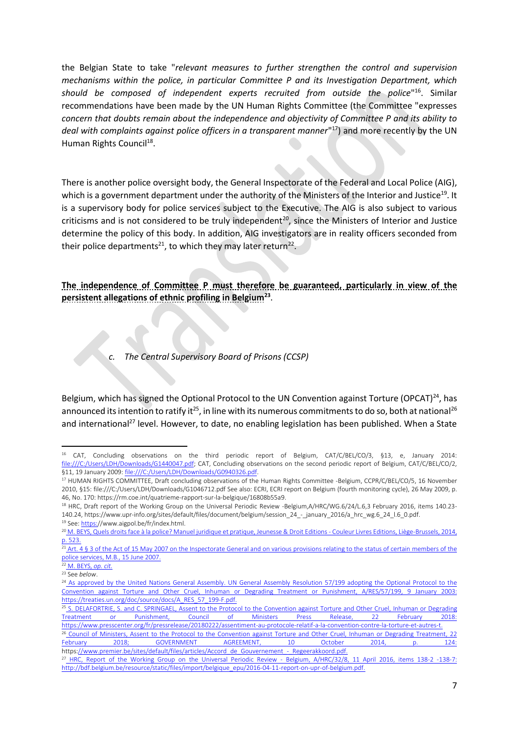the Belgian State to take "*relevant measures to further strengthen the control and supervision mechanisms within the police, in particular Committee P and its Investigation Department, which should be composed of independent experts recruited from outside the police*"[16]. Similar recommendations have been made by the UN Human Rights Committee (the Committee "expresses *concern that doubts remain about the independence and objectivity of Committee P and its ability to deal with complaints against police officers in a transparent manner*"[17]) and more recently by the UN Human Rights Council[18].

There is another police oversight body, the General Inspectorate of the Federal and Local Police (AIG), which is a government department under the authority of the Ministers of the Interior and Justice[19]. It is a supervisory body for police services subject to the Executive. The AIG is also subject to various criticisms and is not considered to be truly independent[20], since the Ministers of Interior and Justice determine the policy of this body. In addition, AIG investigators are in reality officers seconded from their police departments[21], to which they may later return[22].

**The independence of Committee P must therefore be guaranteed, particularly in view of the persistent allegations of ethnic profiling in Belgium[23].**

### *c. The Central Supervisory Board of Prisons (CCSP)*

Belgium, which has signed the Optional Protocol to the UN Convention against Torture (OPCAT)[24], has announced its intention to ratify it[25], in line with its numerous commitments to do so, both at national[26] and international[27] level. However, to date, no enabling legislation has been published. When a State

---

[16] CAT, Concluding observations on the third periodic report of Belgium, CAT/C/BEL/CO/3, §13, e, January 2014: file:///C:/Users/LDH/Downloads/G1440047.pdf; CAT, Concluding observations on the second periodic report of Belgium, CAT/C/BEL/CO/2, §11, 19 January 2009: file:///C:/Users/LDH/Downloads/G0940326.pdf.

[17] HUMAN RIGHTS COMMITTEE, Draft concluding observations of the Human Rights Committee -Belgium, CCPR/C/BEL/CO/5, 16 November 2010, §15: file:///C:/Users/LDH/Downloads/G1046712.pdf See also: ECRI, ECRI report on Belgium (fourth monitoring cycle), 26 May 2009, p. 46, No. 170: https://rm.coe.int/quatrieme-rapport-sur-la-belgique/16808b55a9.

[18] HRC, Draft report of the Working Group on the Universal Periodic Review -Belgium,A/HRC/WG.6/24/L.6,3 February 2016, items 140.23-140.24, https://www.upr-info.org/sites/default/files/document/belgium/session_24_-_january_2016/a_hrc_wg.6_24_l.6_0.pdf.

[19] See: https://www.aigpol.be/fr/index.html.

[20] M. BEYS, Quels droits face à la police? Manuel juridique et pratique, Jeunesse & Droit Editions - Couleur Livres Editions, Liège-Brussels, 2014, p. 523.

[21] Art. 4 § 3 of the Act of 15 May 2007 on the Inspectorate General and on various provisions relating to the status of certain members of the police services, M.B., 15 June 2007.

[22] M. BEYS, *op. cit.*

[23] See *below*.

[24] As approved by the United Nations General Assembly. UN General Assembly Resolution 57/199 adopting the Optional Protocol to the Convention against Torture and Other Cruel, Inhuman or Degrading Treatment or Punishment, A/RES/57/199, 9 January 2003: https://treaties.un.org/doc/source/docs/A_RES_57_199-F.pdf.

[25] S. DELAFORTRIE, S. and C. SPRINGAEL, Assent to the Protocol to the Convention against Torture and Other Cruel, Inhuman or Degrading Treatment or Punishment, Council of Ministers Press Release, 22 February 2018: https://www.presscenter.org/fr/pressrelease/20180222/assentiment-au-protocole-relatif-a-la-convention-contre-la-torture-et-autres-t.

[26] Council of Ministers, Assent to the Protocol to the Convention against Torture and Other Cruel, Inhuman or Degrading Treatment, 22 February 2018; GOVERNMENT AGREEMENT, 10 October 2014, p. 124: https://www.premier.be/sites/default/files/articles/Accord_de_Gouvernement_-_Regeerakkoord.pdf.

[27] HRC, Report of the Working Group on the Universal Periodic Review - Belgium, A/HRC/32/8, 11 April 2016, items 138-2 -138-7: http://bdf.belgium.be/resource/static/files/import/belgique_epu/2016-04-11-report-on-upr-of-belgium.pdf.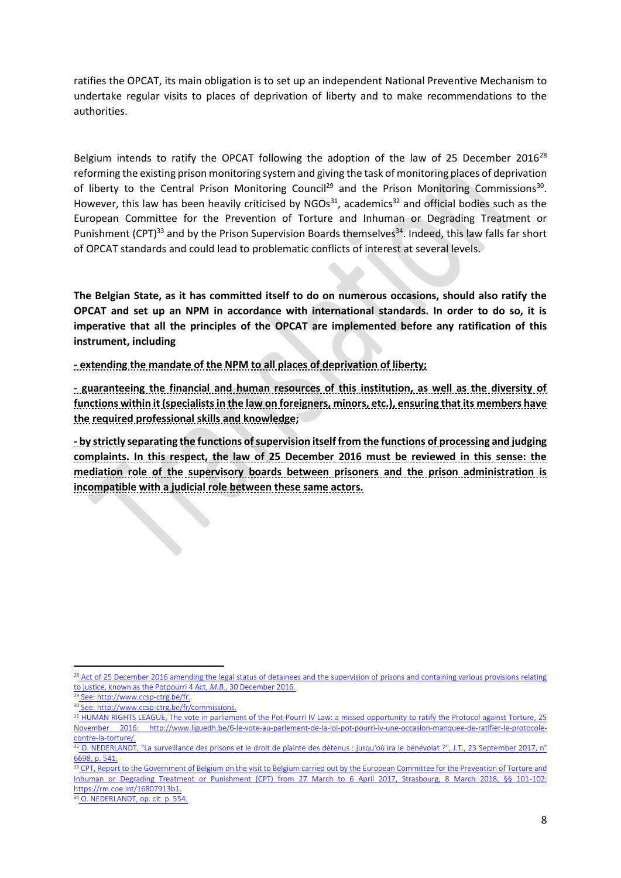ratifies the OPCAT, its main obligation is to set up an independent National Preventive Mechanism to undertake regular visits to places of deprivation of liberty and to make recommendations to the authorities.

Belgium intends to ratify the OPCAT following the adoption of the law of 25 December 2016[28] reforming the existing prison monitoring system and giving the task of monitoring places of deprivation of liberty to the Central Prison Monitoring Council[29] and the Prison Monitoring Commissions[30]. However, this law has been heavily criticised by NGOs[31], academics[32] and official bodies such as the European Committee for the Prevention of Torture and Inhuman or Degrading Treatment or Punishment (CPT)[33] and by the Prison Supervision Boards themselves[34]. Indeed, this law falls far short of OPCAT standards and could lead to problematic conflicts of interest at several levels.

**The Belgian State, as it has committed itself to do on numerous occasions, should also ratify the OPCAT and set up an NPM in accordance with international standards. In order to do so, it is imperative that all the principles of the OPCAT are implemented before any ratification of this instrument, including**

**- extending the mandate of the NPM to all places of deprivation of liberty;**

**- guaranteeing the financial and human resources of this institution, as well as the diversity of functions within it (specialists in the law on foreigners, minors, etc.), ensuring that its members have the required professional skills and knowledge;**

**- by strictly separating the functions of supervision itself from the functions of processing and judging complaints. In this respect, the law of 25 December 2016 must be reviewed in this sense: the mediation role of the supervisory boards between prisoners and the prison administration is incompatible with a judicial role between these same actors.**

---

[28] Act of 25 December 2016 amending the legal status of detainees and the supervision of prisons and containing various provisions relating to justice, known as the Potpourri 4 Act, *M.B.*, 30 December 2016.

[29] See: http://www.ccsp-ctrg.be/fr.

[30] See: http://www.ccsp-ctrg.be/fr/commissions.

[31] HUMAN RIGHTS LEAGUE, The vote in parliament of the Pot-Pourri IV Law: a missed opportunity to ratify the Protocol against Torture, 25 November 2016: http://www.liguedh.be/6-le-vote-au-parlement-de-la-loi-pot-pourri-iv-une-occasion-manquee-de-ratifier-le-protocole-contre-la-torture/.

[32] O. NEDERLANDT, "La surveillance des prisons et le droit de plainte des détenus : jusqu'où ira le bénévolat ?", J.T., 23 September 2017, n° 6698, p. 541.

[33] CPT, Report to the Government of Belgium on the visit to Belgium carried out by the European Committee for the Prevention of Torture and Inhuman or Degrading Treatment or Punishment (CPT) from 27 March to 6 April 2017, Strasbourg, 8 March 2018, §§ 101-102: https://rm.coe.int/16807913b1.

[34] O. NEDERLANDT, op. cit. p. 554.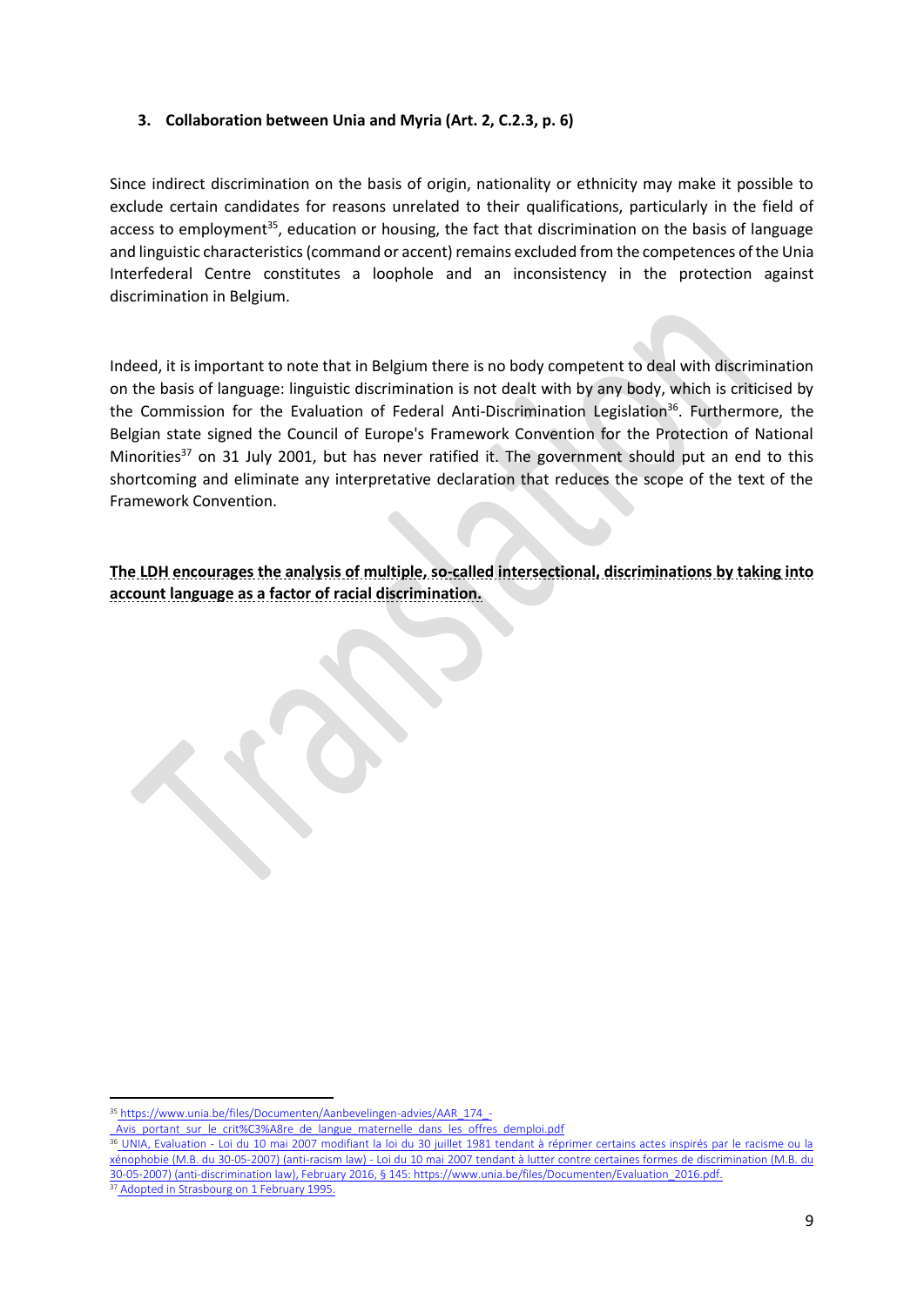### 3. Collaboration between Unia and Myria (Art. 2, C.2.3, p. 6)

Since indirect discrimination on the basis of origin, nationality or ethnicity may make it possible to exclude certain candidates for reasons unrelated to their qualifications, particularly in the field of access to employment[35], education or housing, the fact that discrimination on the basis of language and linguistic characteristics (command or accent) remains excluded from the competences of the Unia Interfederal Centre constitutes a loophole and an inconsistency in the protection against discrimination in Belgium.

Indeed, it is important to note that in Belgium there is no body competent to deal with discrimination on the basis of language: linguistic discrimination is not dealt with by any body, which is criticised by the Commission for the Evaluation of Federal Anti-Discrimination Legislation[36]. Furthermore, the Belgian state signed the Council of Europe's Framework Convention for the Protection of National Minorities[37] on 31 July 2001, but has never ratified it. The government should put an end to this shortcoming and eliminate any interpretative declaration that reduces the scope of the text of the Framework Convention.

**The LDH encourages the analysis of multiple, so-called intersectional, discriminations by taking into account language as a factor of racial discrimination.**

---

[35] https://www.unia.be/files/Documenten/Aanbevelingen-advies/AAR_174_-_Avis_portant_sur_le_crit%C3%A8re_de_langue_maternelle_dans_les_offres_demploi.pdf

[36] UNIA, Evaluation - Loi du 10 mai 2007 modifiant la loi du 30 juillet 1981 tendant à réprimer certains actes inspirés par le racisme ou la xénophobie (M.B. du 30-05-2007) (anti-racism law) - Loi du 10 mai 2007 tendant à lutter contre certaines formes de discrimination (M.B. du 30-05-2007) (anti-discrimination law), February 2016, § 145: https://www.unia.be/files/Documenten/Evaluation_2016.pdf.

[37] Adopted in Strasbourg on 1 February 1995.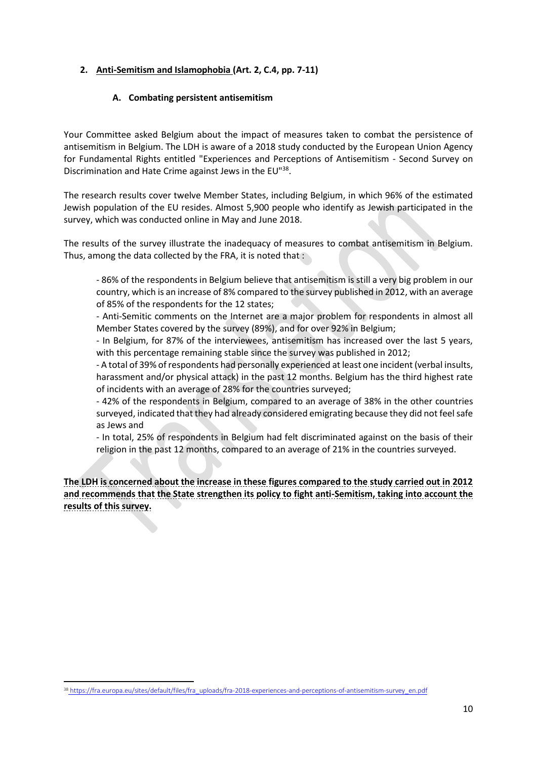## 2. Anti-Semitism and Islamophobia (Art. 2, C.4, pp. 7-11)

### A. Combating persistent antisemitism

Your Committee asked Belgium about the impact of measures taken to combat the persistence of antisemitism in Belgium. The LDH is aware of a 2018 study conducted by the European Union Agency for Fundamental Rights entitled "Experiences and Perceptions of Antisemitism - Second Survey on Discrimination and Hate Crime against Jews in the EU"[38].

The research results cover twelve Member States, including Belgium, in which 96% of the estimated Jewish population of the EU resides. Almost 5,900 people who identify as Jewish participated in the survey, which was conducted online in May and June 2018.

The results of the survey illustrate the inadequacy of measures to combat antisemitism in Belgium. Thus, among the data collected by the FRA, it is noted that :

- 86% of the respondents in Belgium believe that antisemitism is still a very big problem in our country, which is an increase of 8% compared to the survey published in 2012, with an average of 85% of the respondents for the 12 states;
- Anti-Semitic comments on the Internet are a major problem for respondents in almost all Member States covered by the survey (89%), and for over 92% in Belgium;
- In Belgium, for 87% of the interviewees, antisemitism has increased over the last 5 years, with this percentage remaining stable since the survey was published in 2012;
- A total of 39% of respondents had personally experienced at least one incident (verbal insults, harassment and/or physical attack) in the past 12 months. Belgium has the third highest rate of incidents with an average of 28% for the countries surveyed;
- 42% of the respondents in Belgium, compared to an average of 38% in the other countries surveyed, indicated that they had already considered emigrating because they did not feel safe as Jews and
- In total, 25% of respondents in Belgium had felt discriminated against on the basis of their religion in the past 12 months, compared to an average of 21% in the countries surveyed.

**The LDH is concerned about the increase in these figures compared to the study carried out in 2012 and recommends that the State strengthen its policy to fight anti-Semitism, taking into account the results of this survey.**

[38] https://fra.europa.eu/sites/default/files/fra_uploads/fra-2018-experiences-and-perceptions-of-antisemitism-survey_en.pdf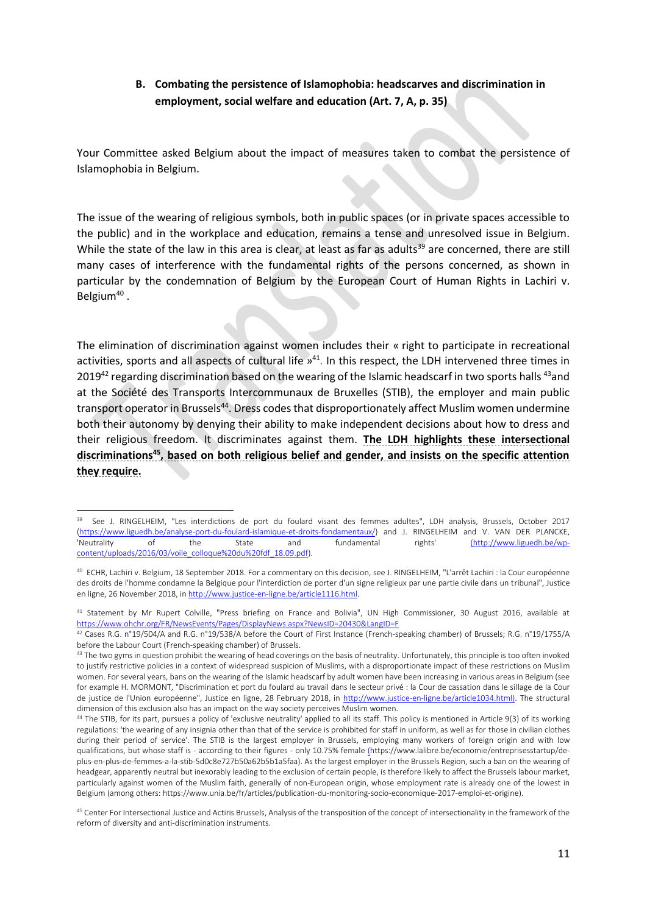### B. Combating the persistence of Islamophobia: headscarves and discrimination in employment, social welfare and education (Art. 7, A, p. 35)

Your Committee asked Belgium about the impact of measures taken to combat the persistence of Islamophobia in Belgium.

The issue of the wearing of religious symbols, both in public spaces (or in private spaces accessible to the public) and in the workplace and education, remains a tense and unresolved issue in Belgium. While the state of the law in this area is clear, at least as far as adults[39] are concerned, there are still many cases of interference with the fundamental rights of the persons concerned, as shown in particular by the condemnation of Belgium by the European Court of Human Rights in Lachiri v. Belgium[40] .

The elimination of discrimination against women includes their « right to participate in recreational activities, sports and all aspects of cultural life »[41]. In this respect, the LDH intervened three times in 2019[42] regarding discrimination based on the wearing of the Islamic headscarf in two sports halls [43]and at the Société des Transports Intercommunaux de Bruxelles (STIB), the employer and main public transport operator in Brussels[44]. Dress codes that disproportionately affect Muslim women undermine both their autonomy by denying their ability to make independent decisions about how to dress and their religious freedom. It discriminates against them. **The LDH highlights these intersectional discriminations[45], based on both religious belief and gender, and insists on the specific attention they require.**

---

[39] See J. RINGELHEIM, "Les interdictions de port du foulard visant des femmes adultes", LDH analysis, Brussels, October 2017 (https://www.liguedh.be/analyse-port-du-foulard-islamique-et-droits-fondamentaux/) and J. RINGELHEIM and V. VAN DER PLANCKE, 'Neutrality of the State and fundamental rights' (http://www.liguedh.be/wp-content/uploads/2016/03/voile_colloque%20du%20fdf_18.09.pdf).

[40] ECHR, Lachiri v. Belgium, 18 September 2018. For a commentary on this decision, see J. RINGELHEIM, "L'arrêt Lachiri : la Cour européenne des droits de l'homme condamne la Belgique pour l'interdiction de porter d'un signe religieux par une partie civile dans un tribunal", Justice en ligne, 26 November 2018, in http://www.justice-en-ligne.be/article1116.html.

[41] Statement by Mr Rupert Colville, "Press briefing on France and Bolivia", UN High Commissioner, 30 August 2016, available at https://www.ohchr.org/FR/NewsEvents/Pages/DisplayNews.aspx?NewsID=20430&LangID=F

[42] Cases R.G. n°19/504/A and R.G. n°19/538/A before the Court of First Instance (French-speaking chamber) of Brussels; R.G. n°19/1755/A before the Labour Court (French-speaking chamber) of Brussels.

[43] The two gyms in question prohibit the wearing of head coverings on the basis of neutrality. Unfortunately, this principle is too often invoked to justify restrictive policies in a context of widespread suspicion of Muslims, with a disproportionate impact of these restrictions on Muslim women. For several years, bans on the wearing of the Islamic headscarf by adult women have been increasing in various areas in Belgium (see for example H. MORMONT, "Discrimination et port du foulard au travail dans le secteur privé : la Cour de cassation dans le sillage de la Cour de justice de l'Union européenne", Justice en ligne, 28 February 2018, in http://www.justice-en-ligne.be/article1034.html). The structural dimension of this exclusion also has an impact on the way society perceives Muslim women.

[44] The STIB, for its part, pursues a policy of 'exclusive neutrality' applied to all its staff. This policy is mentioned in Article 9(3) of its working regulations: 'the wearing of any insignia other than that of the service is prohibited for staff in uniform, as well as for those in civilian clothes during their period of service'. The STIB is the largest employer in Brussels, employing many workers of foreign origin and with low qualifications, but whose staff is - according to their figures - only 10.75% female (https://www.lalibre.be/economie/entreprisesstartup/de-plus-en-plus-de-femmes-a-la-stib-5d0c8e727b50a62b5b1a5faa). As the largest employer in the Brussels Region, such a ban on the wearing of headgear, apparently neutral but inexorably leading to the exclusion of certain people, is therefore likely to affect the Brussels labour market, particularly against women of the Muslim faith, generally of non-European origin, whose employment rate is already one of the lowest in Belgium (among others: https://www.unia.be/fr/articles/publication-du-monitoring-socio-economique-2017-emploi-et-origine).

[45] Center For Intersectional Justice and Actiris Brussels, Analysis of the transposition of the concept of intersectionality in the framework of the reform of diversity and anti-discrimination instruments.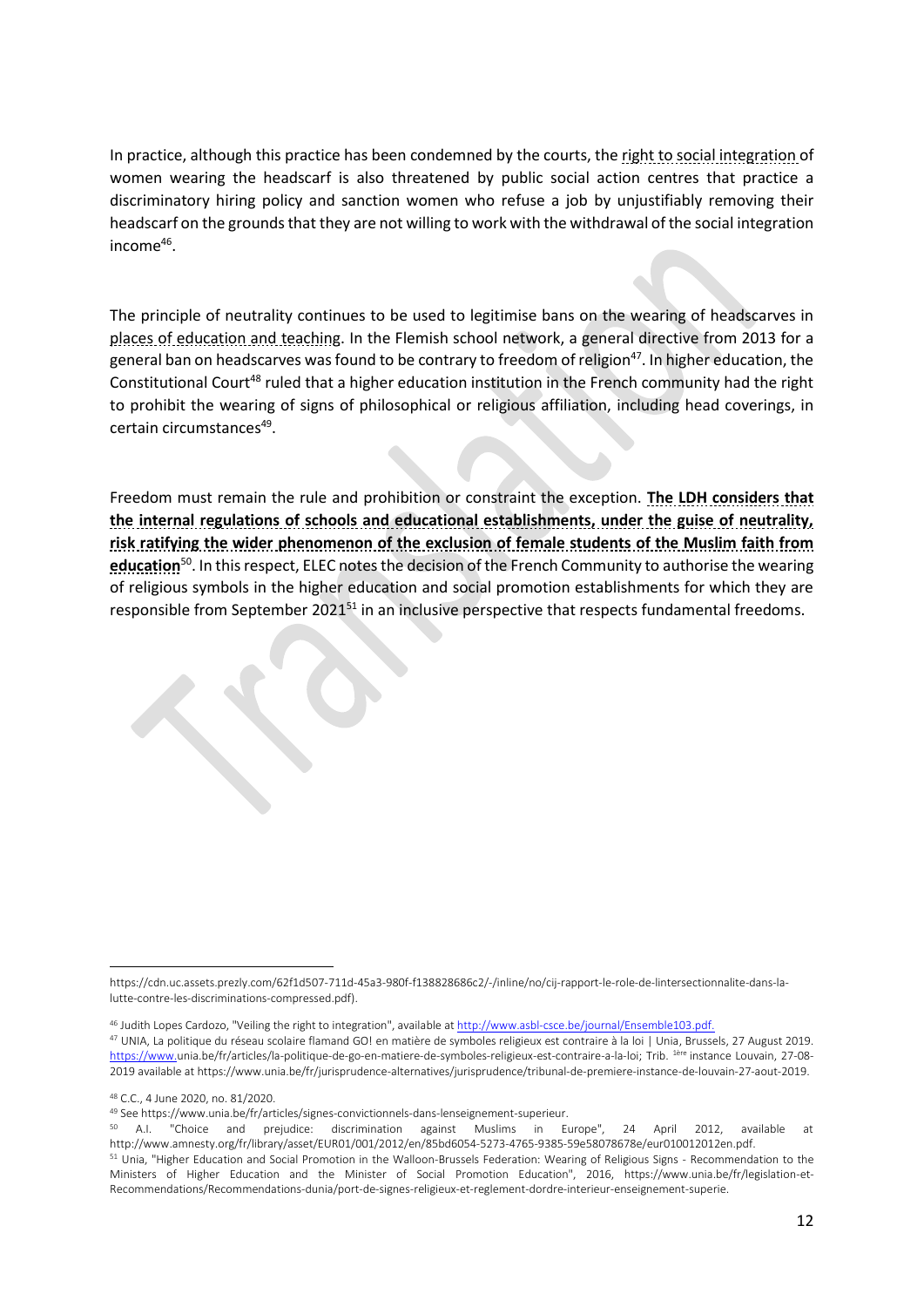In practice, although this practice has been condemned by the courts, the right to social integration of women wearing the headscarf is also threatened by public social action centres that practice a discriminatory hiring policy and sanction women who refuse a job by unjustifiably removing their headscarf on the grounds that they are not willing to work with the withdrawal of the social integration income[46].

The principle of neutrality continues to be used to legitimise bans on the wearing of headscarves in places of education and teaching. In the Flemish school network, a general directive from 2013 for a general ban on headscarves was found to be contrary to freedom of religion[47]. In higher education, the Constitutional Court[48] ruled that a higher education institution in the French community had the right to prohibit the wearing of signs of philosophical or religious affiliation, including head coverings, in certain circumstances[49].

Freedom must remain the rule and prohibition or constraint the exception. **The LDH considers that the internal regulations of schools and educational establishments, under the guise of neutrality, risk ratifying the wider phenomenon of the exclusion of female students of the Muslim faith from education**[50]. In this respect, ELEC notes the decision of the French Community to authorise the wearing of religious symbols in the higher education and social promotion establishments for which they are responsible from September 2021[51] in an inclusive perspective that respects fundamental freedoms.

---

https://cdn.uc.assets.prezly.com/62f1d507-711d-45a3-980f-f138828686c2/-/inline/no/cij-rapport-le-role-de-lintersectionnalite-dans-la-lutte-contre-les-discriminations-compressed.pdf).

[46] Judith Lopes Cardozo, "Veiling the right to integration", available at http://www.asbl-csce.be/journal/Ensemble103.pdf.

[47] UNIA, La politique du réseau scolaire flamand GO! en matière de symboles religieux est contraire à la loi | Unia, Brussels, 27 August 2019. https://www.unia.be/fr/articles/la-politique-de-go-en-matiere-de-symboles-religieux-est-contraire-a-la-loi; Trib. 1ère instance Louvain, 27-08-2019 available at https://www.unia.be/fr/jurisprudence-alternatives/jurisprudence/tribunal-de-premiere-instance-de-louvain-27-aout-2019.

[48] C.C., 4 June 2020, no. 81/2020.

[49] See https://www.unia.be/fr/articles/signes-convictionnels-dans-lenseignement-superieur.

[50] A.I. "Choice and prejudice: discrimination against Muslims in Europe", 24 April 2012, available at http://www.amnesty.org/fr/library/asset/EUR01/001/2012/en/85bd6054-5273-4765-9385-59e58078678e/eur010012012en.pdf.

[51] Unia, "Higher Education and Social Promotion in the Walloon-Brussels Federation: Wearing of Religious Signs - Recommendation to the Ministers of Higher Education and the Minister of Social Promotion Education", 2016, https://www.unia.be/fr/legislation-et-Recommendations/Recommendations-dunia/port-de-signes-religieux-et-reglement-dordre-interieur-enseignement-superie.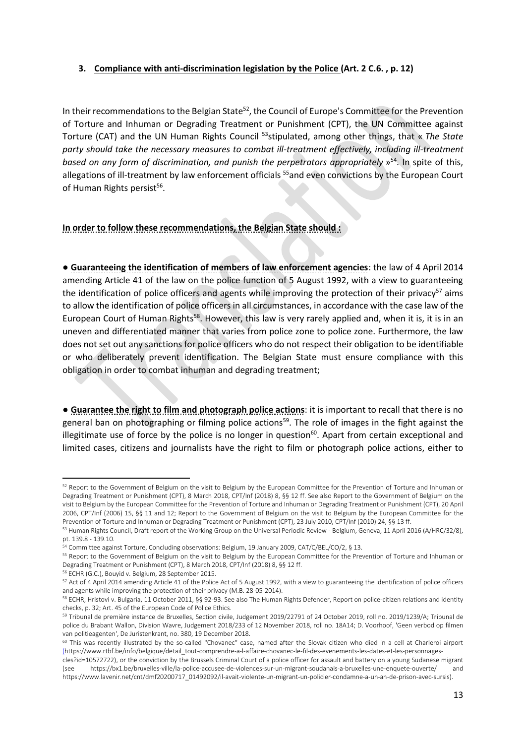### **3. Compliance with anti-discrimination legislation by the Police (Art. 2 C.6. , p. 12)**

In their recommendations to the Belgian State[52], the Council of Europe's Committee for the Prevention of Torture and Inhuman or Degrading Treatment or Punishment (CPT), the UN Committee against Torture (CAT) and the UN Human Rights Council [53]stipulated, among other things, that « *The State party should take the necessary measures to combat ill-treatment effectively, including ill-treatment based on any form of discrimination, and punish the perpetrators appropriately* »[54]. In spite of this, allegations of ill-treatment by law enforcement officials [55]and even convictions by the European Court of Human Rights persist[56].

**In order to follow these recommendations, the Belgian State should :**

● **Guaranteeing the identification of members of law enforcement agencies**: the law of 4 April 2014 amending Article 41 of the law on the police function of 5 August 1992, with a view to guaranteeing the identification of police officers and agents while improving the protection of their privacy[57] aims to allow the identification of police officers in all circumstances, in accordance with the case law of the European Court of Human Rights[58]. However, this law is very rarely applied and, when it is, it is in an uneven and differentiated manner that varies from police zone to police zone. Furthermore, the law does not set out any sanctions for police officers who do not respect their obligation to be identifiable or who deliberately prevent identification. The Belgian State must ensure compliance with this obligation in order to combat inhuman and degrading treatment;

● **Guarantee the right to film and photograph police actions**: it is important to recall that there is no general ban on photographing or filming police actions[59]. The role of images in the fight against the illegitimate use of force by the police is no longer in question[60]. Apart from certain exceptional and limited cases, citizens and journalists have the right to film or photograph police actions, either to

---

[52] Report to the Government of Belgium on the visit to Belgium by the European Committee for the Prevention of Torture and Inhuman or Degrading Treatment or Punishment (CPT), 8 March 2018, CPT/Inf (2018) 8, §§ 12 ff. See also Report to the Government of Belgium on the visit to Belgium by the European Committee for the Prevention of Torture and Inhuman or Degrading Treatment or Punishment (CPT), 20 April 2006, CPT/Inf (2006) 15, §§ 11 and 12; Report to the Government of Belgium on the visit to Belgium by the European Committee for the Prevention of Torture and Inhuman or Degrading Treatment or Punishment (CPT), 23 July 2010, CPT/Inf (2010) 24, §§ 13 ff.

[53] Human Rights Council, Draft report of the Working Group on the Universal Periodic Review - Belgium, Geneva, 11 April 2016 (A/HRC/32/8), pt. 139.8 - 139.10.

[54] Committee against Torture, Concluding observations: Belgium, 19 January 2009, CAT/C/BEL/CO/2, § 13.

[55] Report to the Government of Belgium on the visit to Belgium by the European Committee for the Prevention of Torture and Inhuman or Degrading Treatment or Punishment (CPT), 8 March 2018, CPT/Inf (2018) 8, §§ 12 ff.

[56] ECHR (G.C.), Bouyid v. Belgium, 28 September 2015.

[57] Act of 4 April 2014 amending Article 41 of the Police Act of 5 August 1992, with a view to guaranteeing the identification of police officers and agents while improving the protection of their privacy (M.B. 28-05-2014).

[58] ECHR, Hristovi v. Bulgaria, 11 October 2011, §§ 92-93. See also The Human Rights Defender, Report on police-citizen relations and identity checks, p. 32; Art. 45 of the European Code of Police Ethics.

[59] Tribunal de première instance de Bruxelles, Section civile, Judgement 2019/22791 of 24 October 2019, roll no. 2019/1239/A; Tribunal de police du Brabant Wallon, Division Wavre, Judgement 2018/233 of 12 November 2018, roll no. 18A14; D. Voorhoof, 'Geen verbod op filmen van politieagenten', De Juristenkrant, no. 380, 19 December 2018.

[60] This was recently illustrated by the so-called "Chovanec" case, named after the Slovak citizen who died in a cell at Charleroi airport (https://www.rtbf.be/info/belgique/detail_tout-comprendre-a-l-affaire-chovanec-le-fil-des-evenements-les-dates-et-les-personnages-cles?id=10572722), or the conviction by the Brussels Criminal Court of a police officer for assault and battery on a young Sudanese migrant (see https://bx1.be/bruxelles-ville/la-police-accusee-de-violences-sur-un-migrant-soudanais-a-bruxelles-une-enquete-ouverte/ and https://www.lavenir.net/cnt/dmf20200717_01492092/il-avait-violente-un-migrant-un-policier-condamne-a-un-an-de-prison-avec-sursis).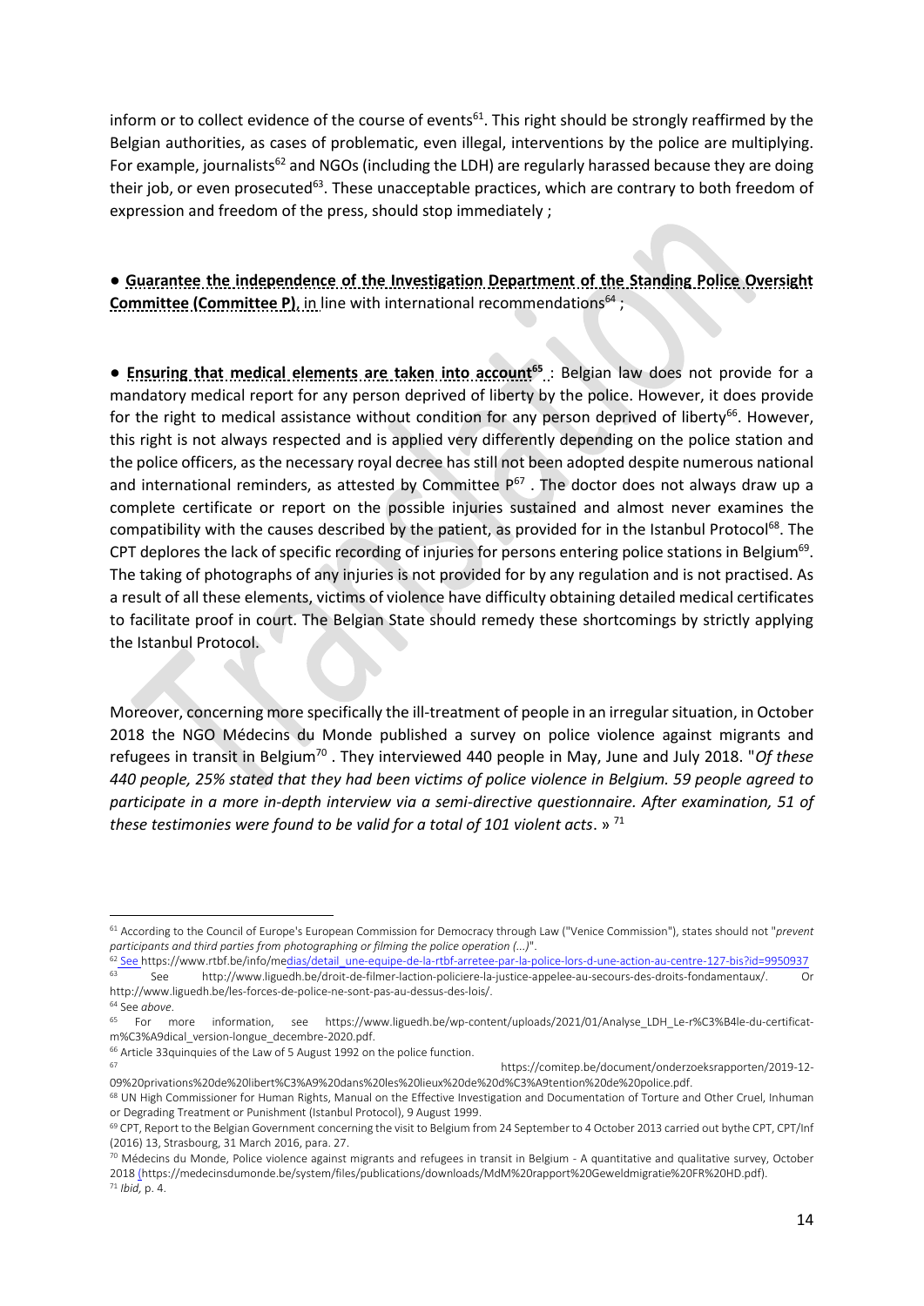inform or to collect evidence of the course of events[61]. This right should be strongly reaffirmed by the Belgian authorities, as cases of problematic, even illegal, interventions by the police are multiplying. For example, journalists[62] and NGOs (including the LDH) are regularly harassed because they are doing their job, or even prosecuted[63]. These unacceptable practices, which are contrary to both freedom of expression and freedom of the press, should stop immediately ;

● **Guarantee the independence of the Investigation Department of the Standing Police Oversight Committee (Committee P)**, in line with international recommendations[64] ;

● **Ensuring that medical elements are taken into account[65]** : Belgian law does not provide for a mandatory medical report for any person deprived of liberty by the police. However, it does provide for the right to medical assistance without condition for any person deprived of liberty[66]. However, this right is not always respected and is applied very differently depending on the police station and the police officers, as the necessary royal decree has still not been adopted despite numerous national and international reminders, as attested by Committee P[67] . The doctor does not always draw up a complete certificate or report on the possible injuries sustained and almost never examines the compatibility with the causes described by the patient, as provided for in the Istanbul Protocol[68]. The CPT deplores the lack of specific recording of injuries for persons entering police stations in Belgium[69]. The taking of photographs of any injuries is not provided for by any regulation and is not practised. As a result of all these elements, victims of violence have difficulty obtaining detailed medical certificates to facilitate proof in court. The Belgian State should remedy these shortcomings by strictly applying the Istanbul Protocol.

Moreover, concerning more specifically the ill-treatment of people in an irregular situation, in October 2018 the NGO Médecins du Monde published a survey on police violence against migrants and refugees in transit in Belgium[70] . They interviewed 440 people in May, June and July 2018. "*Of these 440 people, 25% stated that they had been victims of police violence in Belgium. 59 people agreed to participate in a more in-depth interview via a semi-directive questionnaire. After examination, 51 of these testimonies were found to be valid for a total of 101 violent acts*. » [71]

---

[61] According to the Council of Europe's European Commission for Democracy through Law ("Venice Commission"), states should not "*prevent participants and third parties from photographing or filming the police operation (...)*".

[62] See https://www.rtbf.be/info/medias/detail_une-equipe-de-la-rtbf-arretee-par-la-police-lors-d-une-action-au-centre-127-bis?id=9950937

[63] See http://www.liguedh.be/droit-de-filmer-laction-policiere-la-justice-appelee-au-secours-des-droits-fondamentaux/. Or http://www.liguedh.be/les-forces-de-police-ne-sont-pas-au-dessus-des-lois/.

[64] See *above*.

[65] For more information, see https://www.liguedh.be/wp-content/uploads/2021/01/Analyse_LDH_Le-r%C3%B4le-du-certificat-m%C3%A9dical_version-longue_decembre-2020.pdf.

[66] Article 33quinquies of the Law of 5 August 1992 on the police function.

[67] https://comitep.be/document/onderzoeksrapporten/2019-12-09%20privations%20de%20libert%C3%A9%20dans%20les%20lieux%20de%20d%C3%A9tention%20de%20police.pdf.

[68] UN High Commissioner for Human Rights, Manual on the Effective Investigation and Documentation of Torture and Other Cruel, Inhuman or Degrading Treatment or Punishment (Istanbul Protocol), 9 August 1999.

[69] CPT, Report to the Belgian Government concerning the visit to Belgium from 24 September to 4 October 2013 carried out bythe CPT, CPT/Inf (2016) 13, Strasbourg, 31 March 2016, para. 27.

[70] Médecins du Monde, Police violence against migrants and refugees in transit in Belgium - A quantitative and qualitative survey, October 2018 (https://medecinsdumonde.be/system/files/publications/downloads/MdM%20rapport%20Geweldmigratie%20FR%20HD.pdf).

[71] *Ibid*, p. 4.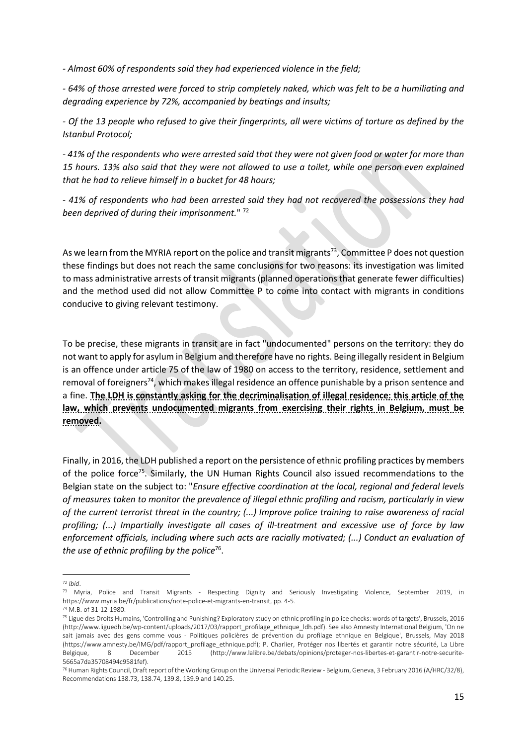*- Almost 60% of respondents said they had experienced violence in the field;*

*- 64% of those arrested were forced to strip completely naked, which was felt to be a humiliating and degrading experience by 72%, accompanied by beatings and insults;*

*- Of the 13 people who refused to give their fingerprints, all were victims of torture as defined by the Istanbul Protocol;*

*- 41% of the respondents who were arrested said that they were not given food or water for more than 15 hours. 13% also said that they were not allowed to use a toilet, while one person even explained that he had to relieve himself in a bucket for 48 hours;*

*- 41% of respondents who had been arrested said they had not recovered the possessions they had been deprived of during their imprisonment.*" [72]

As we learn from the MYRIA report on the police and transit migrants[73], Committee P does not question these findings but does not reach the same conclusions for two reasons: its investigation was limited to mass administrative arrests of transit migrants (planned operations that generate fewer difficulties) and the method used did not allow Committee P to come into contact with migrants in conditions conducive to giving relevant testimony.

To be precise, these migrants in transit are in fact "undocumented" persons on the territory: they do not want to apply for asylum in Belgium and therefore have no rights. Being illegally resident in Belgium is an offence under article 75 of the law of 1980 on access to the territory, residence, settlement and removal of foreigners[74], which makes illegal residence an offence punishable by a prison sentence and a fine. **The LDH is constantly asking for the decriminalisation of illegal residence: this article of the law, which prevents undocumented migrants from exercising their rights in Belgium, must be removed.**

Finally, in 2016, the LDH published a report on the persistence of ethnic profiling practices by members of the police force[75]. Similarly, the UN Human Rights Council also issued recommendations to the Belgian state on the subject to: "*Ensure effective coordination at the local, regional and federal levels of measures taken to monitor the prevalence of illegal ethnic profiling and racism, particularly in view of the current terrorist threat in the country; (...) Improve police training to raise awareness of racial profiling; (...) Impartially investigate all cases of ill-treatment and excessive use of force by law enforcement officials, including where such acts are racially motivated; (...) Conduct an evaluation of the use of ethnic profiling by the police*[76].

---

[72] *Ibid*.

[73] Myria, Police and Transit Migrants - Respecting Dignity and Seriously Investigating Violence, September 2019, in https://www.myria.be/fr/publications/note-police-et-migrants-en-transit, pp. 4-5.

[74] M.B. of 31-12-1980.

[75] Ligue des Droits Humains, 'Controlling and Punishing? Exploratory study on ethnic profiling in police checks: words of targets', Brussels, 2016 (http://www.liguedh.be/wp-content/uploads/2017/03/rapport_profilage_ethnique_ldh.pdf). See also Amnesty International Belgium, 'On ne sait jamais avec des gens comme vous - Politiques policières de prévention du profilage ethnique en Belgique', Brussels, May 2018 (https://www.amnesty.be/IMG/pdf/rapport_profilage_ethnique.pdf); P. Charlier, Protéger nos libertés et garantir notre sécurité, La Libre Belgique, 8 December 2015 (http://www.lalibre.be/debats/opinions/proteger-nos-libertes-et-garantir-notre-securite-5665a7da35708494c9581fef).

[76] Human Rights Council, Draft report of the Working Group on the Universal Periodic Review - Belgium, Geneva, 3 February 2016 (A/HRC/32/8), Recommendations 138.73, 138.74, 139.8, 139.9 and 140.25.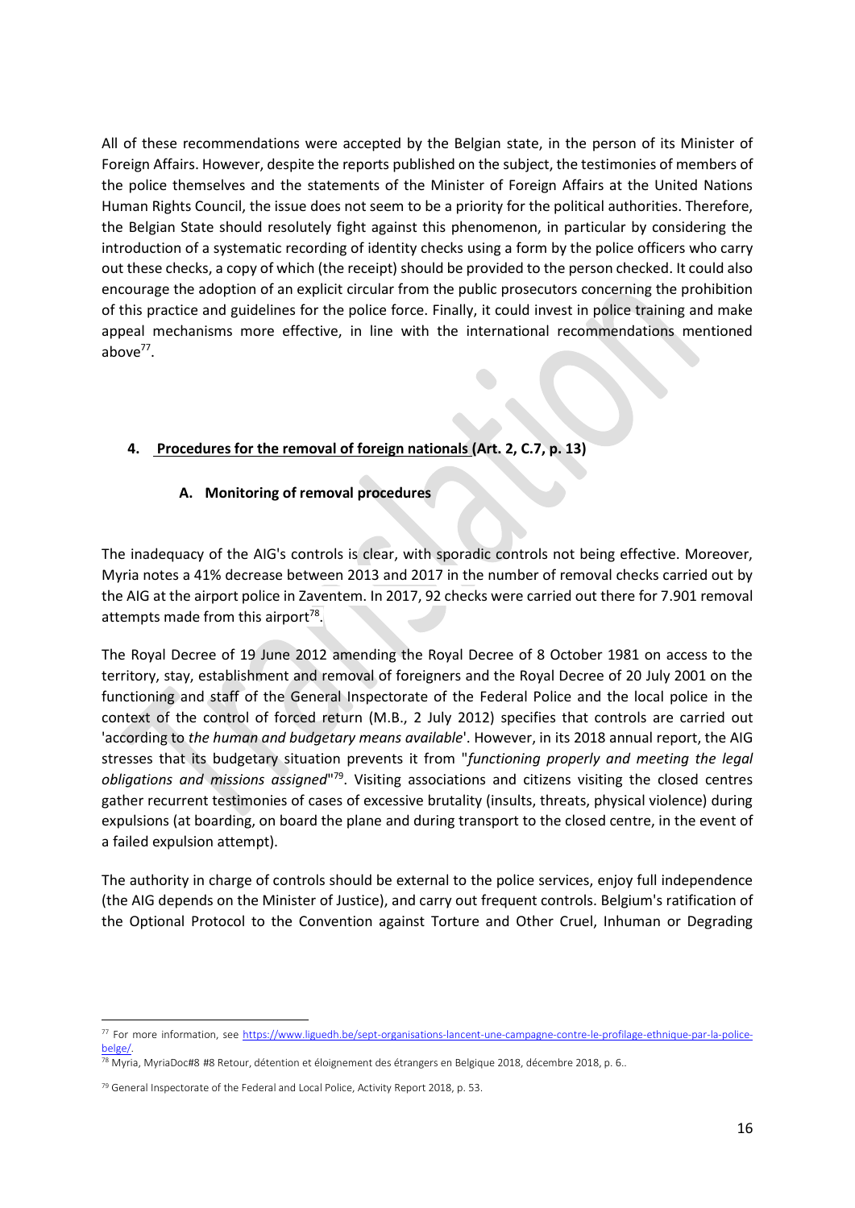All of these recommendations were accepted by the Belgian state, in the person of its Minister of Foreign Affairs. However, despite the reports published on the subject, the testimonies of members of the police themselves and the statements of the Minister of Foreign Affairs at the United Nations Human Rights Council, the issue does not seem to be a priority for the political authorities. Therefore, the Belgian State should resolutely fight against this phenomenon, in particular by considering the introduction of a systematic recording of identity checks using a form by the police officers who carry out these checks, a copy of which (the receipt) should be provided to the person checked. It could also encourage the adoption of an explicit circular from the public prosecutors concerning the prohibition of this practice and guidelines for the police force. Finally, it could invest in police training and make appeal mechanisms more effective, in line with the international recommendations mentioned above[77].

## 4. Procedures for the removal of foreign nationals (Art. 2, C.7, p. 13)

### A. Monitoring of removal procedures

The inadequacy of the AIG's controls is clear, with sporadic controls not being effective. Moreover, Myria notes a 41% decrease between 2013 and 2017 in the number of removal checks carried out by the AIG at the airport police in Zaventem. In 2017, 92 checks were carried out there for 7.901 removal attempts made from this airport[78].

The Royal Decree of 19 June 2012 amending the Royal Decree of 8 October 1981 on access to the territory, stay, establishment and removal of foreigners and the Royal Decree of 20 July 2001 on the functioning and staff of the General Inspectorate of the Federal Police and the local police in the context of the control of forced return (M.B., 2 July 2012) specifies that controls are carried out 'according to *the human and budgetary means available*'. However, in its 2018 annual report, the AIG stresses that its budgetary situation prevents it from "*functioning properly and meeting the legal obligations and missions assigned*"[79]. Visiting associations and citizens visiting the closed centres gather recurrent testimonies of cases of excessive brutality (insults, threats, physical violence) during expulsions (at boarding, on board the plane and during transport to the closed centre, in the event of a failed expulsion attempt).

The authority in charge of controls should be external to the police services, enjoy full independence (the AIG depends on the Minister of Justice), and carry out frequent controls. Belgium's ratification of the Optional Protocol to the Convention against Torture and Other Cruel, Inhuman or Degrading

---

[77] For more information, see https://www.liguedh.be/sept-organisations-lancent-une-campagne-contre-le-profilage-ethnique-par-la-police-belge/.

[78] Myria, MyriaDoc#8 #8 Retour, détention et éloignement des étrangers en Belgique 2018, décembre 2018, p. 6..

[79] General Inspectorate of the Federal and Local Police, Activity Report 2018, p. 53.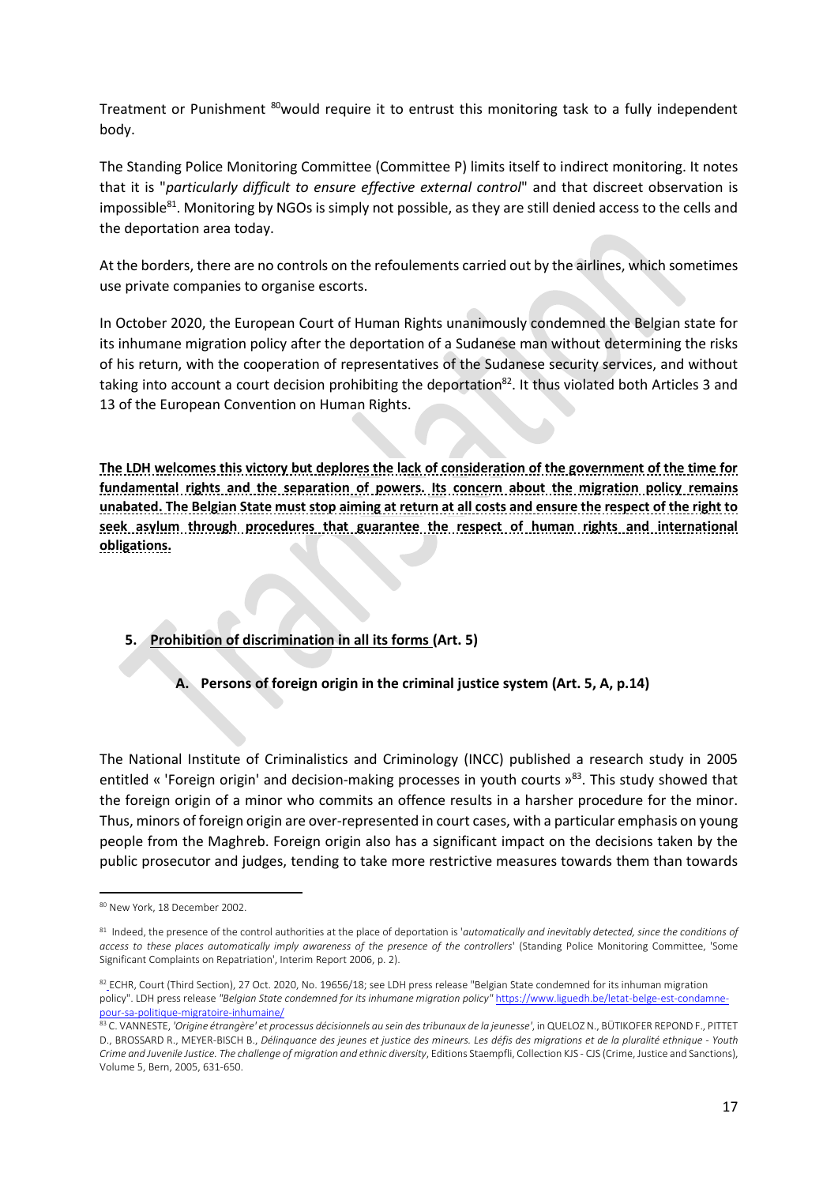Treatment or Punishment [80] would require it to entrust this monitoring task to a fully independent body.

The Standing Police Monitoring Committee (Committee P) limits itself to indirect monitoring. It notes that it is "*particularly difficult to ensure effective external control*" and that discreet observation is impossible[81]. Monitoring by NGOs is simply not possible, as they are still denied access to the cells and the deportation area today.

At the borders, there are no controls on the refoulements carried out by the airlines, which sometimes use private companies to organise escorts.

In October 2020, the European Court of Human Rights unanimously condemned the Belgian state for its inhumane migration policy after the deportation of a Sudanese man without determining the risks of his return, with the cooperation of representatives of the Sudanese security services, and without taking into account a court decision prohibiting the deportation[82]. It thus violated both Articles 3 and 13 of the European Convention on Human Rights.

**The LDH welcomes this victory but deplores the lack of consideration of the government of the time for fundamental rights and the separation of powers. Its concern about the migration policy remains unabated. The Belgian State must stop aiming at return at all costs and ensure the respect of the right to seek asylum through procedures that guarantee the respect of human rights and international obligations.**

## 5. Prohibition of discrimination in all its forms (Art. 5)

### A. Persons of foreign origin in the criminal justice system (Art. 5, A, p.14)

The National Institute of Criminalistics and Criminology (INCC) published a research study in 2005 entitled « 'Foreign origin' and decision-making processes in youth courts »[83]. This study showed that the foreign origin of a minor who commits an offence results in a harsher procedure for the minor. Thus, minors of foreign origin are over-represented in court cases, with a particular emphasis on young people from the Maghreb. Foreign origin also has a significant impact on the decisions taken by the public prosecutor and judges, tending to take more restrictive measures towards them than towards

---

[80] New York, 18 December 2002.

[81] Indeed, the presence of the control authorities at the place of deportation is '*automatically and inevitably detected, since the conditions of access to these places automatically imply awareness of the presence of the controllers*' (Standing Police Monitoring Committee, 'Some Significant Complaints on Repatriation', Interim Report 2006, p. 2).

[82] ECHR, Court (Third Section), 27 Oct. 2020, No. 19656/18; see LDH press release "Belgian State condemned for its inhuman migration policy". LDH press release *"Belgian State condemned for its inhumane migration policy"* https://www.liguedh.be/letat-belge-est-condamne-pour-sa-politique-migratoire-inhumaine/

[83] C. VANNESTE, *'Origine étrangère' et processus décisionnels au sein des tribunaux de la jeunesse'*, in QUELOZ N., BÜTIKOFER REPOND F., PITTET D., BROSSARD R., MEYER-BISCH B., *Délinquance des jeunes et justice des mineurs. Les défis des migrations et de la pluralité ethnique - Youth Crime and Juvenile Justice. The challenge of migration and ethnic diversity*, Editions Staempfli, Collection KJS - CJS (Crime, Justice and Sanctions), Volume 5, Bern, 2005, 631-650.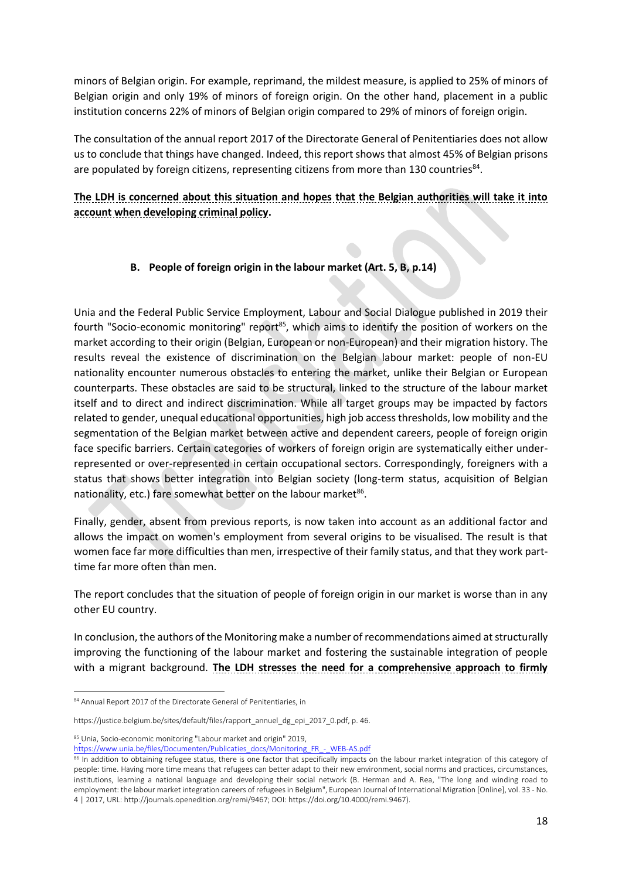minors of Belgian origin. For example, reprimand, the mildest measure, is applied to 25% of minors of Belgian origin and only 19% of minors of foreign origin. On the other hand, placement in a public institution concerns 22% of minors of Belgian origin compared to 29% of minors of foreign origin.

The consultation of the annual report 2017 of the Directorate General of Penitentiaries does not allow us to conclude that things have changed. Indeed, this report shows that almost 45% of Belgian prisons are populated by foreign citizens, representing citizens from more than 130 countries[84].

**The LDH is concerned about this situation and hopes that the Belgian authorities will take it into account when developing criminal policy.**

### B. People of foreign origin in the labour market (Art. 5, B, p.14)

Unia and the Federal Public Service Employment, Labour and Social Dialogue published in 2019 their fourth "Socio-economic monitoring" report[85], which aims to identify the position of workers on the market according to their origin (Belgian, European or non-European) and their migration history. The results reveal the existence of discrimination on the Belgian labour market: people of non-EU nationality encounter numerous obstacles to entering the market, unlike their Belgian or European counterparts. These obstacles are said to be structural, linked to the structure of the labour market itself and to direct and indirect discrimination. While all target groups may be impacted by factors related to gender, unequal educational opportunities, high job access thresholds, low mobility and the segmentation of the Belgian market between active and dependent careers, people of foreign origin face specific barriers. Certain categories of workers of foreign origin are systematically either under-represented or over-represented in certain occupational sectors. Correspondingly, foreigners with a status that shows better integration into Belgian society (long-term status, acquisition of Belgian nationality, etc.) fare somewhat better on the labour market[86].

Finally, gender, absent from previous reports, is now taken into account as an additional factor and allows the impact on women's employment from several origins to be visualised. The result is that women face far more difficulties than men, irrespective of their family status, and that they work part-time far more often than men.

The report concludes that the situation of people of foreign origin in our market is worse than in any other EU country.

In conclusion, the authors of the Monitoring make a number of recommendations aimed at structurally improving the functioning of the labour market and fostering the sustainable integration of people with a migrant background. **The LDH stresses the need for a comprehensive approach to firmly**

---

[84] Annual Report 2017 of the Directorate General of Penitentiaries, in

https://justice.belgium.be/sites/default/files/rapport_annuel_dg_epi_2017_0.pdf, p. 46.

[85] Unia, Socio-economic monitoring "Labour market and origin" 2019, https://www.unia.be/files/Documenten/Publicaties_docs/Monitoring_FR_-_WEB-AS.pdf

[86] In addition to obtaining refugee status, there is one factor that specifically impacts on the labour market integration of this category of people: time. Having more time means that refugees can better adapt to their new environment, social norms and practices, circumstances, institutions, learning a national language and developing their social network (B. Herman and A. Rea, "The long and winding road to employment: the labour market integration careers of refugees in Belgium", European Journal of International Migration [Online], vol. 33 - No. 4 | 2017, URL: http://journals.openedition.org/remi/9467; DOI: https://doi.org/10.4000/remi.9467).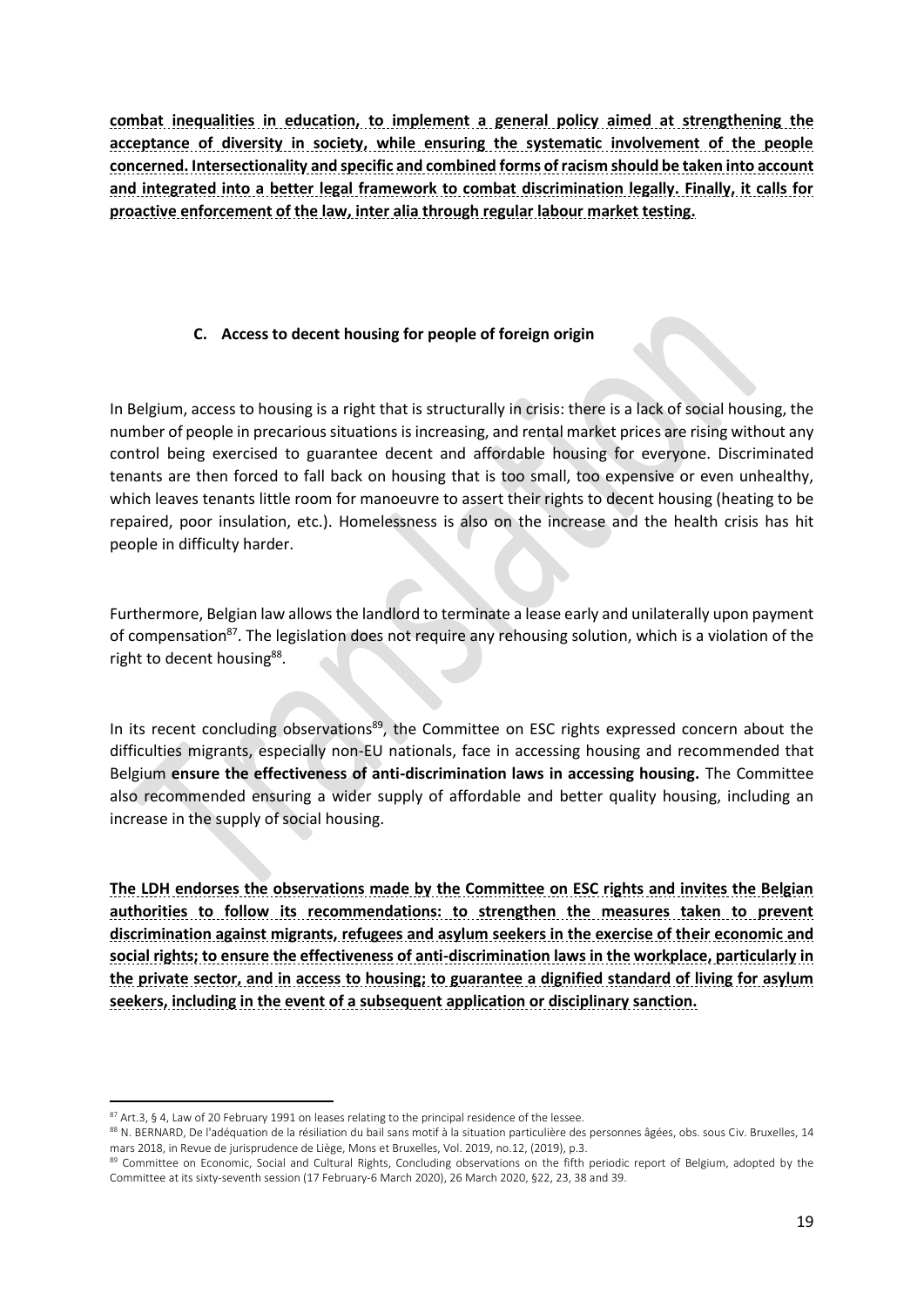**combat inequalities in education, to implement a general policy aimed at strengthening the acceptance of diversity in society, while ensuring the systematic involvement of the people concerned. Intersectionality and specific and combined forms of racism should be taken into account and integrated into a better legal framework to combat discrimination legally. Finally, it calls for proactive enforcement of the law, inter alia through regular labour market testing.**

### C. Access to decent housing for people of foreign origin

In Belgium, access to housing is a right that is structurally in crisis: there is a lack of social housing, the number of people in precarious situations is increasing, and rental market prices are rising without any control being exercised to guarantee decent and affordable housing for everyone. Discriminated tenants are then forced to fall back on housing that is too small, too expensive or even unhealthy, which leaves tenants little room for manoeuvre to assert their rights to decent housing (heating to be repaired, poor insulation, etc.). Homelessness is also on the increase and the health crisis has hit people in difficulty harder.

Furthermore, Belgian law allows the landlord to terminate a lease early and unilaterally upon payment of compensation[87]. The legislation does not require any rehousing solution, which is a violation of the right to decent housing[88].

In its recent concluding observations[89], the Committee on ESC rights expressed concern about the difficulties migrants, especially non-EU nationals, face in accessing housing and recommended that Belgium **ensure the effectiveness of anti-discrimination laws in accessing housing.** The Committee also recommended ensuring a wider supply of affordable and better quality housing, including an increase in the supply of social housing.

**The LDH endorses the observations made by the Committee on ESC rights and invites the Belgian authorities to follow its recommendations: to strengthen the measures taken to prevent discrimination against migrants, refugees and asylum seekers in the exercise of their economic and social rights; to ensure the effectiveness of anti-discrimination laws in the workplace, particularly in the private sector, and in access to housing; to guarantee a dignified standard of living for asylum seekers, including in the event of a subsequent application or disciplinary sanction.**

---

[87] Art.3, § 4, Law of 20 February 1991 on leases relating to the principal residence of the lessee.

[88] N. BERNARD, De l'adéquation de la résiliation du bail sans motif à la situation particulière des personnes âgées, obs. sous Civ. Bruxelles, 14 mars 2018, in Revue de jurisprudence de Liège, Mons et Bruxelles, Vol. 2019, no.12, (2019), p.3.

[89] Committee on Economic, Social and Cultural Rights, Concluding observations on the fifth periodic report of Belgium, adopted by the Committee at its sixty-seventh session (17 February-6 March 2020), 26 March 2020, §22, 23, 38 and 39.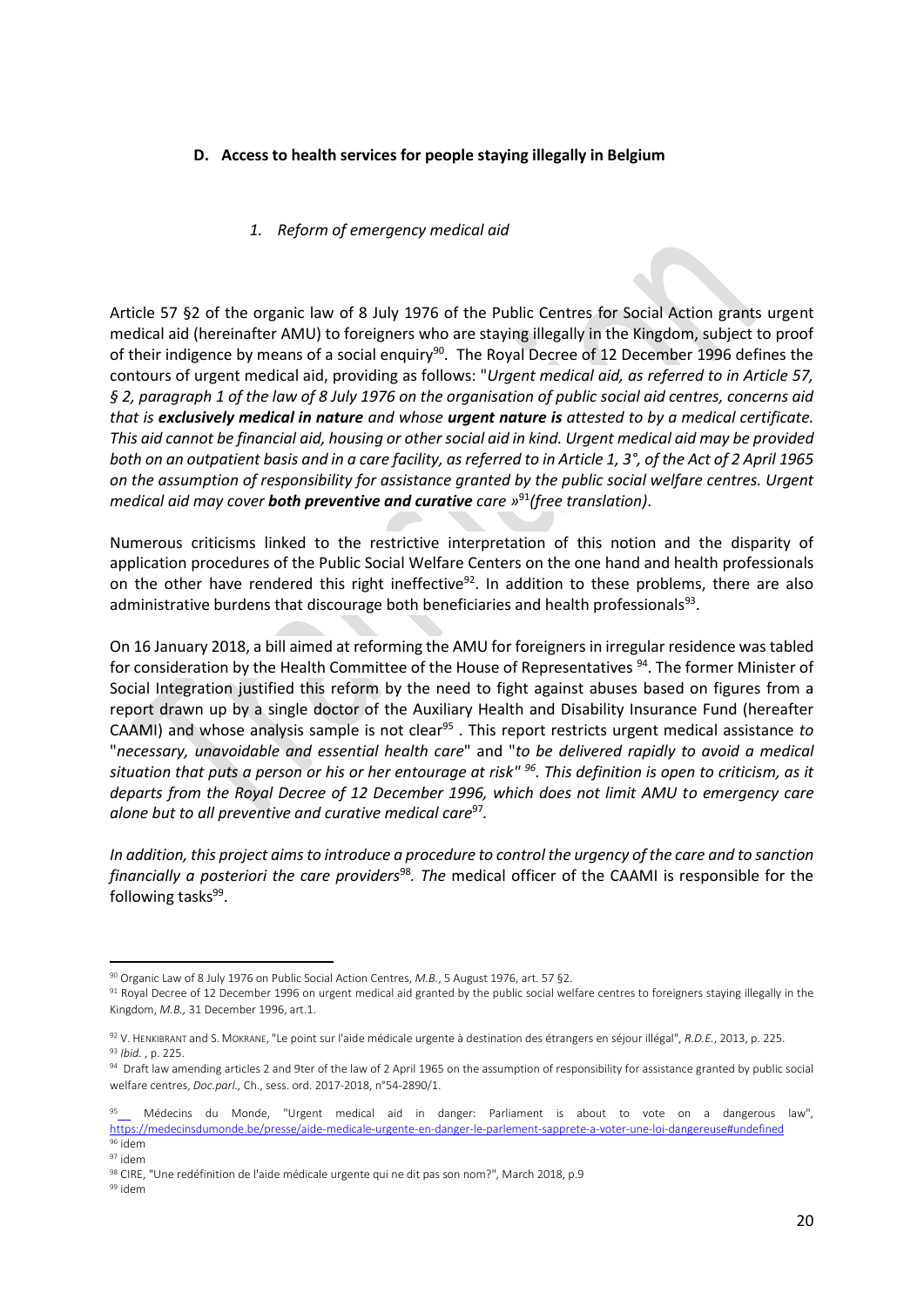## D. Access to health services for people staying illegally in Belgium

### *1. Reform of emergency medical aid*

Article 57 §2 of the organic law of 8 July 1976 of the Public Centres for Social Action grants urgent medical aid (hereinafter AMU) to foreigners who are staying illegally in the Kingdom, subject to proof of their indigence by means of a social enquiry[90]. The Royal Decree of 12 December 1996 defines the contours of urgent medical aid, providing as follows: "*Urgent medical aid, as referred to in Article 57, § 2, paragraph 1 of the law of 8 July 1976 on the organisation of public social aid centres, concerns aid that is* ***exclusively medical in nature*** *and whose* ***urgent nature is*** *attested to by a medical certificate. This aid cannot be financial aid, housing or other social aid in kind. Urgent medical aid may be provided both on an outpatient basis and in a care facility, as referred to in Article 1, 3°, of the Act of 2 April 1965 on the assumption of responsibility for assistance granted by the public social welfare centres. Urgent medical aid may cover* ***both preventive and curative*** *care »*[91]*(free translation)*.

Numerous criticisms linked to the restrictive interpretation of this notion and the disparity of application procedures of the Public Social Welfare Centers on the one hand and health professionals on the other have rendered this right ineffective[92]. In addition to these problems, there are also administrative burdens that discourage both beneficiaries and health professionals[93].

On 16 January 2018, a bill aimed at reforming the AMU for foreigners in irregular residence was tabled for consideration by the Health Committee of the House of Representatives [94]. The former Minister of Social Integration justified this reform by the need to fight against abuses based on figures from a report drawn up by a single doctor of the Auxiliary Health and Disability Insurance Fund (hereafter CAAMI) and whose analysis sample is not clear[95] . This report restricts urgent medical assistance *to* "*necessary, unavoidable and essential health care*" and "*to be delivered rapidly to avoid a medical situation that puts a person or his or her entourage at risk*" [96]. *This definition is open to criticism, as it departs from the Royal Decree of 12 December 1996, which does not limit AMU to emergency care alone but to all preventive and curative medical care*[97]*.*

*In addition, this project aims to introduce a procedure to control the urgency of the care and to sanction financially a posteriori the care providers*[98]*. The* medical officer of the CAAMI is responsible for the following tasks[99].

---

[90] Organic Law of 8 July 1976 on Public Social Action Centres, *M.B.*, 5 August 1976, art. 57 §2.

[91] Royal Decree of 12 December 1996 on urgent medical aid granted by the public social welfare centres to foreigners staying illegally in the Kingdom, *M.B.,* 31 December 1996, art.1.

[92] V. HENKIBRANT and S. MOKRANE, "Le point sur l'aide médicale urgente à destination des étrangers en séjour illégal", *R.D.E.*, 2013, p. 225.

[93] *Ibid.* , p. 225.

[94] Draft law amending articles 2 and 9ter of the law of 2 April 1965 on the assumption of responsibility for assistance granted by public social welfare centres, *Doc.parl.,* Ch., sess. ord. 2017-2018, n°54-2890/1.

[95] Médecins du Monde, "Urgent medical aid in danger: Parliament is about to vote on a dangerous law", https://medecinsdumonde.be/presse/aide-medicale-urgente-en-danger-le-parlement-sapprete-a-voter-une-loi-dangereuse#undefined

[96] idem

[97] idem

[98] CIRE, "Une redéfinition de l'aide médicale urgente qui ne dit pas son nom?", March 2018, p.9

[99] idem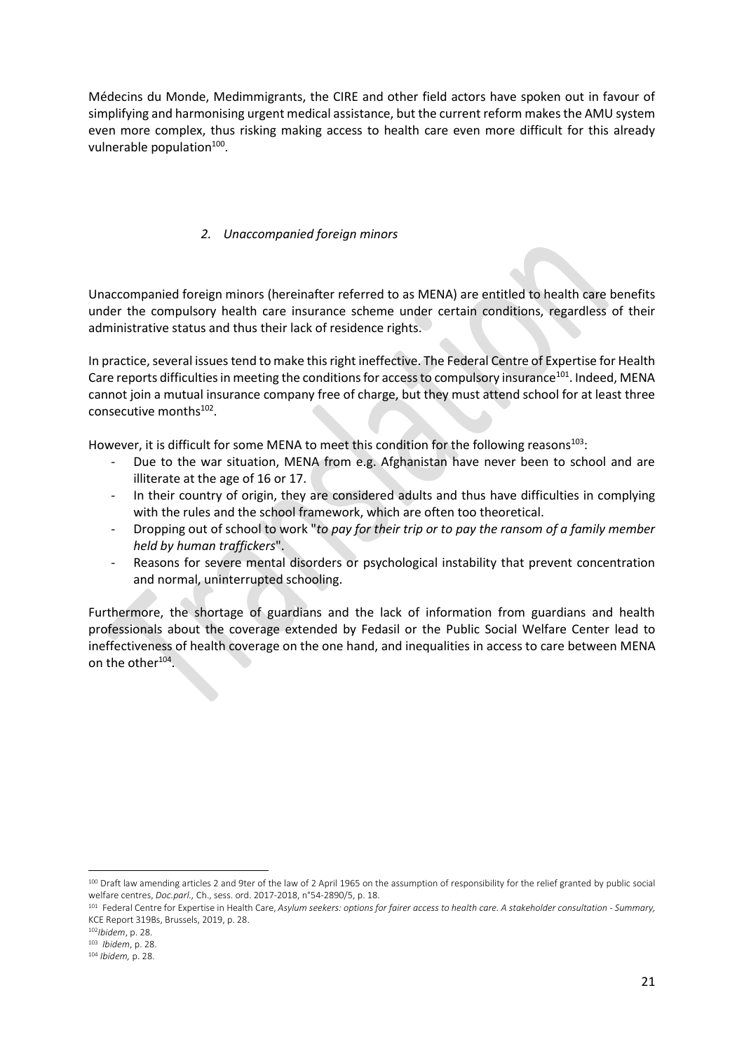Médecins du Monde, Medimmigrants, the CIRE and other field actors have spoken out in favour of simplifying and harmonising urgent medical assistance, but the current reform makes the AMU system even more complex, thus risking making access to health care even more difficult for this already vulnerable population[100].

### *2. Unaccompanied foreign minors*

Unaccompanied foreign minors (hereinafter referred to as MENA) are entitled to health care benefits under the compulsory health care insurance scheme under certain conditions, regardless of their administrative status and thus their lack of residence rights.

In practice, several issues tend to make this right ineffective. The Federal Centre of Expertise for Health Care reports difficulties in meeting the conditions for access to compulsory insurance[101]. Indeed, MENA cannot join a mutual insurance company free of charge, but they must attend school for at least three consecutive months[102].

However, it is difficult for some MENA to meet this condition for the following reasons[103]:

- Due to the war situation, MENA from e.g. Afghanistan have never been to school and are illiterate at the age of 16 or 17.
- In their country of origin, they are considered adults and thus have difficulties in complying with the rules and the school framework, which are often too theoretical.
- Dropping out of school to work "*to pay for their trip or to pay the ransom of a family member held by human traffickers*".
- Reasons for severe mental disorders or psychological instability that prevent concentration and normal, uninterrupted schooling.

Furthermore, the shortage of guardians and the lack of information from guardians and health professionals about the coverage extended by Fedasil or the Public Social Welfare Center lead to ineffectiveness of health coverage on the one hand, and inequalities in access to care between MENA on the other[104].

---

[100] Draft law amending articles 2 and 9ter of the law of 2 April 1965 on the assumption of responsibility for the relief granted by public social welfare centres, *Doc.parl.*, Ch., sess. ord. 2017-2018, n°54-2890/5, p. 18.

[101] Federal Centre for Expertise in Health Care, *Asylum seekers: options for fairer access to health care. A stakeholder consultation - Summary*, KCE Report 319Bs, Brussels, 2019, p. 28.

[102] *Ibidem*, p. 28.

[103] *Ibidem*, p. 28.

[104] *Ibidem,* p. 28.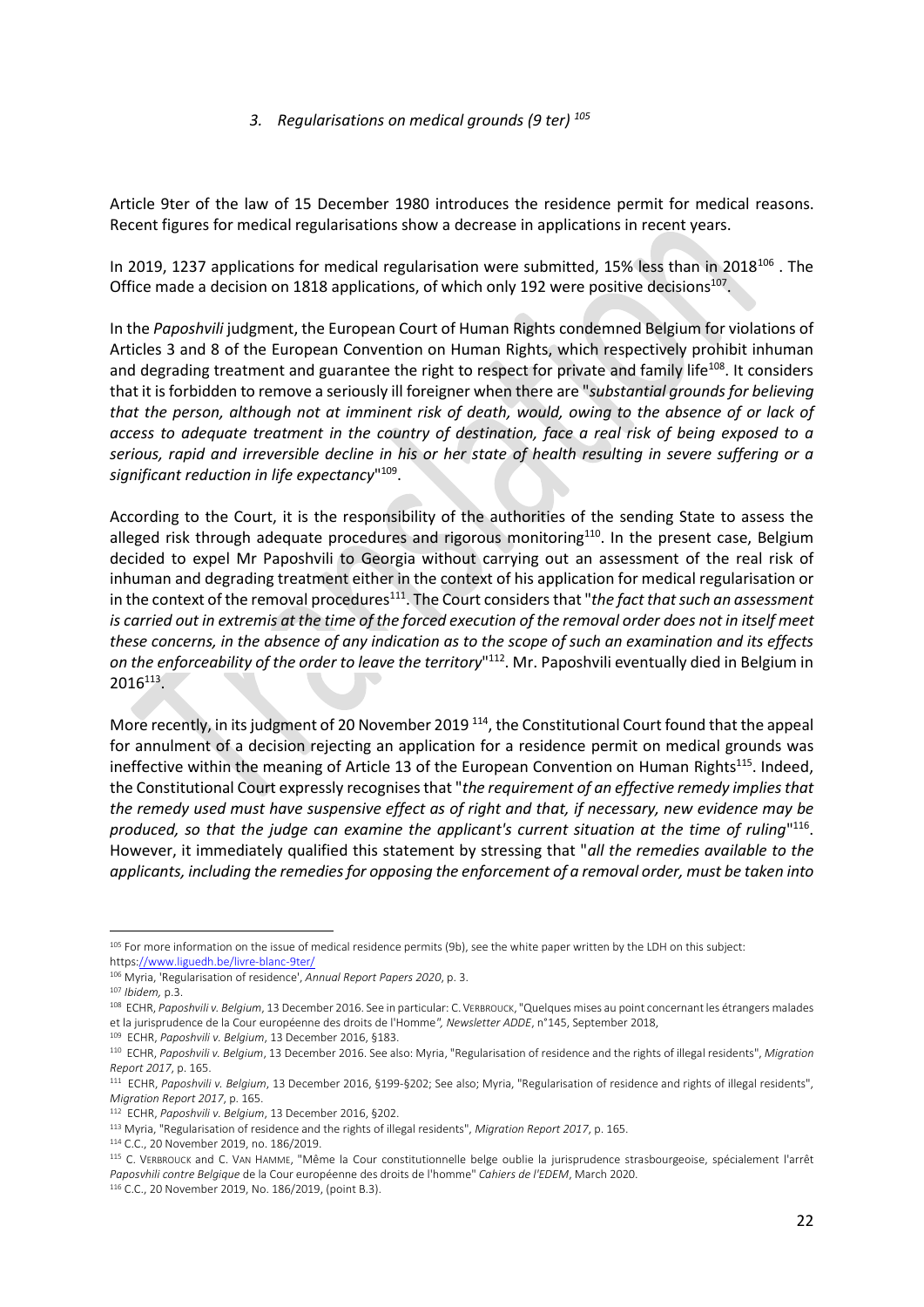### 3. *Regularisations on medical grounds (9 ter)* [105]

Article 9ter of the law of 15 December 1980 introduces the residence permit for medical reasons. Recent figures for medical regularisations show a decrease in applications in recent years.

In 2019, 1237 applications for medical regularisation were submitted, 15% less than in 2018[106] . The Office made a decision on 1818 applications, of which only 192 were positive decisions[107].

In the *Paposhvili* judgment, the European Court of Human Rights condemned Belgium for violations of Articles 3 and 8 of the European Convention on Human Rights, which respectively prohibit inhuman and degrading treatment and guarantee the right to respect for private and family life[108]. It considers that it is forbidden to remove a seriously ill foreigner when there are "*substantial grounds for believing that the person, although not at imminent risk of death, would, owing to the absence of or lack of access to adequate treatment in the country of destination, face a real risk of being exposed to a serious, rapid and irreversible decline in his or her state of health resulting in severe suffering or a significant reduction in life expectancy*"[109].

According to the Court, it is the responsibility of the authorities of the sending State to assess the alleged risk through adequate procedures and rigorous monitoring[110]. In the present case, Belgium decided to expel Mr Paposhvili to Georgia without carrying out an assessment of the real risk of inhuman and degrading treatment either in the context of his application for medical regularisation or in the context of the removal procedures[111]. The Court considers that "*the fact that such an assessment is carried out in extremis at the time of the forced execution of the removal order does not in itself meet these concerns, in the absence of any indication as to the scope of such an examination and its effects on the enforceability of the order to leave the territory*"[112]. Mr. Paposhvili eventually died in Belgium in 2016[113].

More recently, in its judgment of 20 November 2019 [114], the Constitutional Court found that the appeal for annulment of a decision rejecting an application for a residence permit on medical grounds was ineffective within the meaning of Article 13 of the European Convention on Human Rights[115]. Indeed, the Constitutional Court expressly recognises that "*the requirement of an effective remedy implies that the remedy used must have suspensive effect as of right and that, if necessary, new evidence may be produced, so that the judge can examine the applicant's current situation at the time of ruling*"[116]. However, it immediately qualified this statement by stressing that "*all the remedies available to the applicants, including the remedies for opposing the enforcement of a removal order, must be taken into*

---

[105] For more information on the issue of medical residence permits (9b), see the white paper written by the LDH on this subject: https://www.liguedh.be/livre-blanc-9ter/

[106] Myria, 'Regularisation of residence', *Annual Report Papers 2020*, p. 3.

[107] *Ibidem,* p.3.

[108] ECHR, *Paposhvili v. Belgium*, 13 December 2016. See in particular: C. Verbrouck, "Quelques mises au point concernant les étrangers malades et la jurisprudence de la Cour européenne des droits de l'Homme", *Newsletter ADDE*, n°145, September 2018,

[109] ECHR, *Paposhvili v. Belgium*, 13 December 2016, §183.

[110] ECHR, *Paposhvili v. Belgium*, 13 December 2016. See also: Myria, "Regularisation of residence and the rights of illegal residents", *Migration Report 2017*, p. 165.

[111] ECHR, *Paposhvili v. Belgium*, 13 December 2016, §199-§202; See also; Myria, "Regularisation of residence and rights of illegal residents", *Migration Report 2017*, p. 165.

[112] ECHR, *Paposhvili v. Belgium*, 13 December 2016, §202.

[113] Myria, "Regularisation of residence and the rights of illegal residents", *Migration Report 2017*, p. 165.

[114] C.C., 20 November 2019, no. 186/2019.

[115] C. Verbrouck and C. Van Hamme, "Même la Cour constitutionnelle belge oublie la jurisprudence strasbourgeoise, spécialement l'arrêt *Paposvhili contre Belgique* de la Cour européenne des droits de l'homme" *Cahiers de l'EDEM*, March 2020.

[116] C.C., 20 November 2019, No. 186/2019, (point B.3).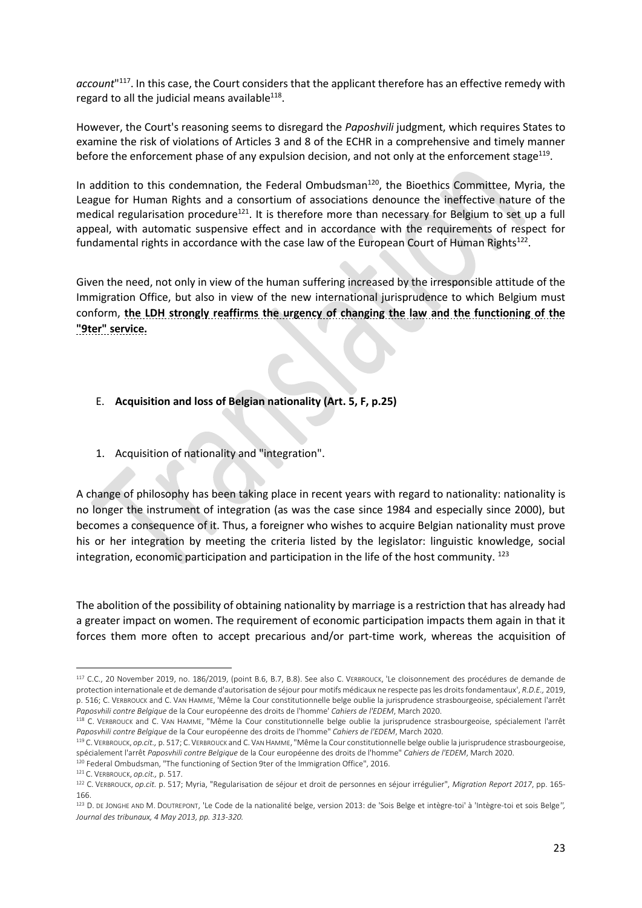*account*"[117]. In this case, the Court considers that the applicant therefore has an effective remedy with regard to all the judicial means available[118].

However, the Court's reasoning seems to disregard the *Paposhvili* judgment, which requires States to examine the risk of violations of Articles 3 and 8 of the ECHR in a comprehensive and timely manner before the enforcement phase of any expulsion decision, and not only at the enforcement stage[119].

In addition to this condemnation, the Federal Ombudsman[120], the Bioethics Committee, Myria, the League for Human Rights and a consortium of associations denounce the ineffective nature of the medical regularisation procedure[121]. It is therefore more than necessary for Belgium to set up a full appeal, with automatic suspensive effect and in accordance with the requirements of respect for fundamental rights in accordance with the case law of the European Court of Human Rights[122].

Given the need, not only in view of the human suffering increased by the irresponsible attitude of the Immigration Office, but also in view of the new international jurisprudence to which Belgium must conform, **the LDH strongly reaffirms the urgency of changing the law and the functioning of the "9ter" service.**

## E. Acquisition and loss of Belgian nationality (Art. 5, F, p.25)

### 1. Acquisition of nationality and "integration".

A change of philosophy has been taking place in recent years with regard to nationality: nationality is no longer the instrument of integration (as was the case since 1984 and especially since 2000), but becomes a consequence of it. Thus, a foreigner who wishes to acquire Belgian nationality must prove his or her integration by meeting the criteria listed by the legislator: linguistic knowledge, social integration, economic participation and participation in the life of the host community. [123]

The abolition of the possibility of obtaining nationality by marriage is a restriction that has already had a greater impact on women. The requirement of economic participation impacts them again in that it forces them more often to accept precarious and/or part-time work, whereas the acquisition of

---

[117] C.C., 20 November 2019, no. 186/2019, (point B.6, B.7, B.8). See also C. VERBROUCK, 'Le cloisonnement des procédures de demande de protection internationale et de demande d'autorisation de séjour pour motifs médicaux ne respecte pas les droits fondamentaux', *R.D.E.,* 2019, p. 516; C. VERBROUCK and C. VAN HAMME, 'Même la Cour constitutionnelle belge oublie la jurisprudence strasbourgeoise, spécialement l'arrêt *Paposvhili contre Belgique* de la Cour européenne des droits de l'homme' *Cahiers de l'EDEM*, March 2020.

[118] C. VERBROUCK and C. VAN HAMME, "Même la Cour constitutionnelle belge oublie la jurisprudence strasbourgeoise, spécialement l'arrêt *Paposvhili contre Belgique* de la Cour européenne des droits de l'homme" *Cahiers de l'EDEM*, March 2020.

[119] C. VERBROUCK, *op.cit.,* p. 517; C. VERBROUCK and C. VAN HAMME, "Même la Cour constitutionnelle belge oublie la jurisprudence strasbourgeoise, spécialement l'arrêt *Paposvhili contre Belgique* de la Cour européenne des droits de l'homme" *Cahiers de l'EDEM*, March 2020.

[120] Federal Ombudsman, "The functioning of Section 9ter of the Immigration Office", 2016.

[121] C. VERBROUCK, *op.cit.,* p. 517.

[122] C. VERBROUCK, *op.cit.* p. 517; Myria, "Regularisation de séjour et droit de personnes en séjour irrégulier", *Migration Report 2017*, pp. 165-166.

[123] D. DE JONGHE AND M. DOUTREPONT, 'Le Code de la nationalité belge, version 2013: de 'Sois Belge et intègre-toi' à 'Intègre-toi et sois Belge'', *Journal des tribunaux, 4 May 2013, pp. 313-320.*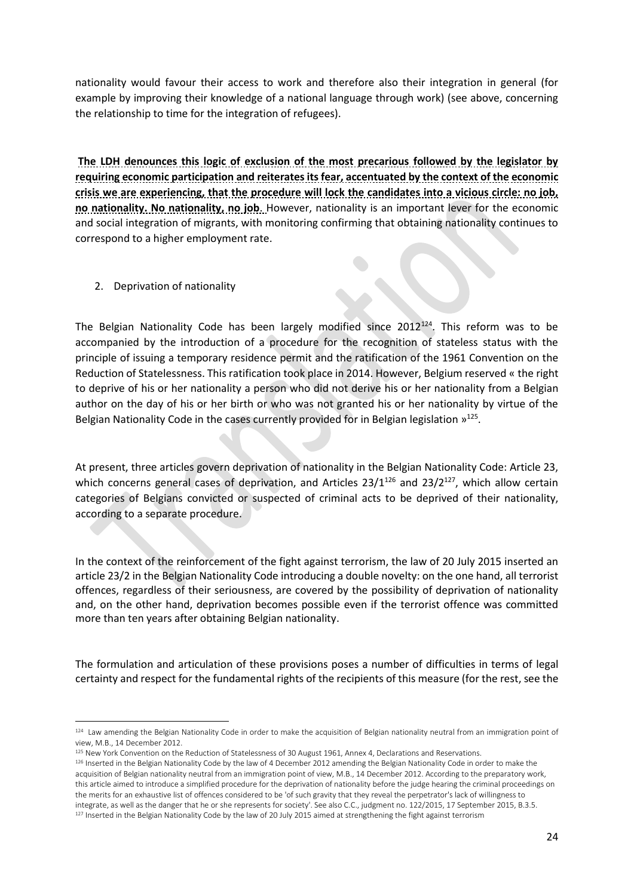nationality would favour their access to work and therefore also their integration in general (for example by improving their knowledge of a national language through work) (see above, concerning the relationship to time for the integration of refugees).

**The LDH denounces this logic of exclusion of the most precarious followed by the legislator by requiring economic participation and reiterates its fear, accentuated by the context of the economic crisis we are experiencing, that the procedure will lock the candidates into a vicious circle: no job, no nationality. No nationality, no job.** However, nationality is an important lever for the economic and social integration of migrants, with monitoring confirming that obtaining nationality continues to correspond to a higher employment rate.

2. Deprivation of nationality

The Belgian Nationality Code has been largely modified since 2012[124]. This reform was to be accompanied by the introduction of a procedure for the recognition of stateless status with the principle of issuing a temporary residence permit and the ratification of the 1961 Convention on the Reduction of Statelessness. This ratification took place in 2014. However, Belgium reserved « the right to deprive of his or her nationality a person who did not derive his or her nationality from a Belgian author on the day of his or her birth or who was not granted his or her nationality by virtue of the Belgian Nationality Code in the cases currently provided for in Belgian legislation »[125].

At present, three articles govern deprivation of nationality in the Belgian Nationality Code: Article 23, which concerns general cases of deprivation, and Articles 23/1[126] and 23/2[127], which allow certain categories of Belgians convicted or suspected of criminal acts to be deprived of their nationality, according to a separate procedure.

In the context of the reinforcement of the fight against terrorism, the law of 20 July 2015 inserted an article 23/2 in the Belgian Nationality Code introducing a double novelty: on the one hand, all terrorist offences, regardless of their seriousness, are covered by the possibility of deprivation of nationality and, on the other hand, deprivation becomes possible even if the terrorist offence was committed more than ten years after obtaining Belgian nationality.

The formulation and articulation of these provisions poses a number of difficulties in terms of legal certainty and respect for the fundamental rights of the recipients of this measure (for the rest, see the

[124] Law amending the Belgian Nationality Code in order to make the acquisition of Belgian nationality neutral from an immigration point of view, M.B., 14 December 2012.

[125] New York Convention on the Reduction of Statelessness of 30 August 1961, Annex 4, Declarations and Reservations.

[126] Inserted in the Belgian Nationality Code by the law of 4 December 2012 amending the Belgian Nationality Code in order to make the acquisition of Belgian nationality neutral from an immigration point of view, M.B., 14 December 2012. According to the preparatory work, this article aimed to introduce a simplified procedure for the deprivation of nationality before the judge hearing the criminal proceedings on the merits for an exhaustive list of offences considered to be 'of such gravity that they reveal the perpetrator's lack of willingness to integrate, as well as the danger that he or she represents for society'. See also C.C., judgment no. 122/2015, 17 September 2015, B.3.5.

[127] Inserted in the Belgian Nationality Code by the law of 20 July 2015 aimed at strengthening the fight against terrorism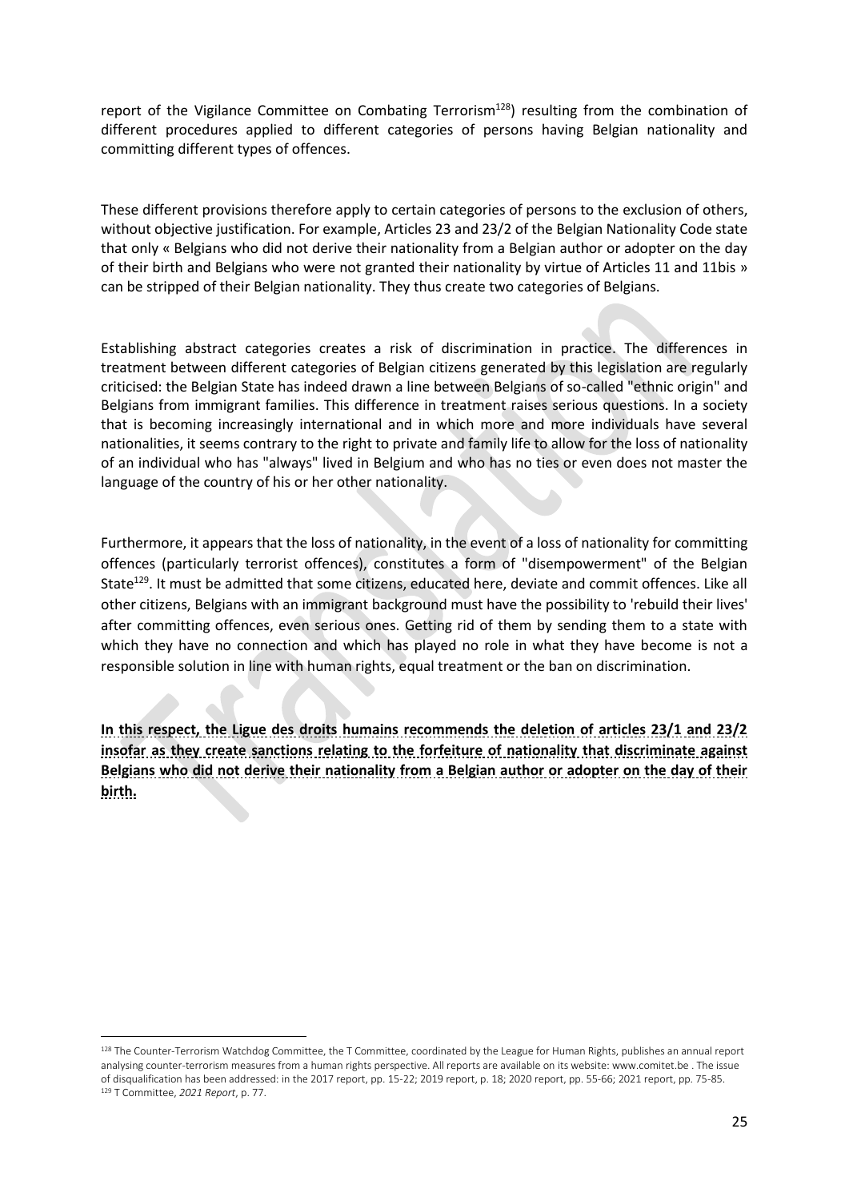report of the Vigilance Committee on Combating Terrorism[128]) resulting from the combination of different procedures applied to different categories of persons having Belgian nationality and committing different types of offences.

These different provisions therefore apply to certain categories of persons to the exclusion of others, without objective justification. For example, Articles 23 and 23/2 of the Belgian Nationality Code state that only « Belgians who did not derive their nationality from a Belgian author or adopter on the day of their birth and Belgians who were not granted their nationality by virtue of Articles 11 and 11bis » can be stripped of their Belgian nationality. They thus create two categories of Belgians.

Establishing abstract categories creates a risk of discrimination in practice. The differences in treatment between different categories of Belgian citizens generated by this legislation are regularly criticised: the Belgian State has indeed drawn a line between Belgians of so-called "ethnic origin" and Belgians from immigrant families. This difference in treatment raises serious questions. In a society that is becoming increasingly international and in which more and more individuals have several nationalities, it seems contrary to the right to private and family life to allow for the loss of nationality of an individual who has "always" lived in Belgium and who has no ties or even does not master the language of the country of his or her other nationality.

Furthermore, it appears that the loss of nationality, in the event of a loss of nationality for committing offences (particularly terrorist offences), constitutes a form of "disempowerment" of the Belgian State[129]. It must be admitted that some citizens, educated here, deviate and commit offences. Like all other citizens, Belgians with an immigrant background must have the possibility to 'rebuild their lives' after committing offences, even serious ones. Getting rid of them by sending them to a state with which they have no connection and which has played no role in what they have become is not a responsible solution in line with human rights, equal treatment or the ban on discrimination.

**In this respect, the Ligue des droits humains recommends the deletion of articles 23/1 and 23/2 insofar as they create sanctions relating to the forfeiture of nationality that discriminate against Belgians who did not derive their nationality from a Belgian author or adopter on the day of their birth.**

[128] The Counter-Terrorism Watchdog Committee, the T Committee, coordinated by the League for Human Rights, publishes an annual report analysing counter-terrorism measures from a human rights perspective. All reports are available on its website: www.comitet.be . The issue of disqualification has been addressed: in the 2017 report, pp. 15-22; 2019 report, p. 18; 2020 report, pp. 55-66; 2021 report, pp. 75-85.

[129] T Committee, *2021 Report*, p. 77.